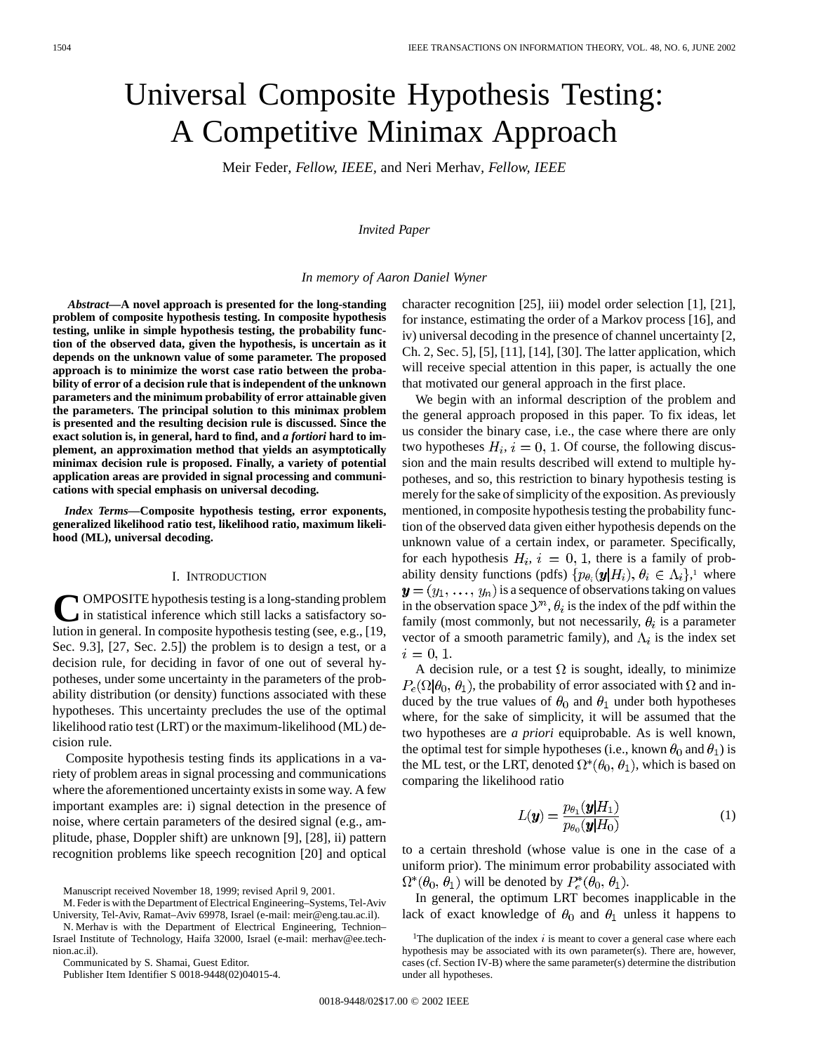// Universal Composite Hypothesis Testing: A Competitive Minimax Approach

Meir Feder, *Fellow, IEEE*, and Neri Merhav, *Fellow, IEEE*

*Invited Paper*

*In memory of Aaron Daniel Wyner*

***Abstract*—A novel approach is presented for the long-standing problem of composite hypothesis testing. In composite hypothesis testing, unlike in simple hypothesis testing, the probability function of the observed data, given the hypothesis, is uncertain as it depends on the unknown value of some parameter. The proposed approach is to minimize the worst case ratio between the probability of error of a decision rule that is independent of the unknown parameters and the minimum probability of error attainable given the parameters. The principal solution to this minimax problem is presented and the resulting decision rule is discussed. Since the exact solution is, in general, hard to find, and *a fortiori* hard to implement, an approximation method that yields an asymptotically minimax decision rule is proposed. Finally, a variety of potential application areas are provided in signal processing and communications with special emphasis on universal decoding.**

***Index Terms*—Composite hypothesis testing, error exponents, generalized likelihood ratio test, likelihood ratio, maximum likelihood (ML), universal decoding.**

## I. Introduction

Composite hypothesis testing is a long-standing problem in statistical inference which still lacks a satisfactory solution in general. In composite hypothesis testing (see, e.g., [19, Sec. 9.3], [27, Sec. 2.5]) the problem is to design a test, or a decision rule, for deciding in favor of one out of several hypotheses, under some uncertainty in the parameters of the probability distribution (or density) functions associated with these hypotheses. This uncertainty precludes the use of the optimal likelihood ratio test (LRT) or the maximum-likelihood (ML) decision rule.

Composite hypothesis testing finds its applications in a variety of problem areas in signal processing and communications where the aforementioned uncertainty exists in some way. A few important examples are: i) signal detection in the presence of noise, where certain parameters of the desired signal (e.g., amplitude, phase, Doppler shift) are unknown [9], [28], ii) pattern recognition problems like speech recognition [20] and optical character recognition [25], iii) model order selection [1], [21], for instance, estimating the order of a Markov process [16], and iv) universal decoding in the presence of channel uncertainty [2, Ch. 2, Sec. 5], [5], [11], [14], [30]. The latter application, which will receive special attention in this paper, is actually the one that motivated our general approach in the first place.

We begin with an informal description of the problem and the general approach proposed in this paper. To fix ideas, let us consider the binary case, i.e., the case where there are only two hypotheses $H_i$, $i = 0, 1$. Of course, the following discussion and the main results described will extend to multiple hypotheses, and so, this restriction to binary hypothesis testing is merely for the sake of simplicity of the exposition. As previously mentioned, in composite hypothesis testing the probability function of the observed data given either hypothesis depends on the unknown value of a certain index, or parameter. Specifically, for each hypothesis $H_i$, $i = 0, 1$, there is a family of probability density functions (pdfs) $\{p_{\theta_i}(\boldsymbol{y}|H_i),\ \theta_i \in \Lambda_i\}$,[1] where $\boldsymbol{y} = (y_1, \ldots, y_n)$ is a sequence of observations taking on values in the observation space $\mathcal{Y}^n$, $\theta_i$ is the index of the pdf within the family (most commonly, but not necessarily, $\theta_i$ is a parameter vector of a smooth parametric family), and $\Lambda_i$ is the index set $i = 0, 1$.

A decision rule, or a test $\Omega$ is sought, ideally, to minimize $P_e(\Omega|\theta_0, \theta_1)$, the probability of error associated with $\Omega$ and induced by the true values of $\theta_0$ and $\theta_1$ under both hypotheses where, for the sake of simplicity, it will be assumed that the two hypotheses are *a priori* equiprobable. As is well known, the optimal test for simple hypotheses (i.e., known $\theta_0$ and $\theta_1$) is the ML test, or the LRT, denoted $\Omega^*(\theta_0, \theta_1)$, which is based on comparing the likelihood ratio

$$L(\boldsymbol{y}) = \frac{p_{\theta_1}(\boldsymbol{y}|H_1)}{p_{\theta_0}(\boldsymbol{y}|H_0)} \tag{1}$$

to a certain threshold (whose value is one in the case of a uniform prior). The minimum error probability associated with $\Omega^*(\theta_0, \theta_1)$ will be denoted by $P_e^*(\theta_0, \theta_1)$.

In general, the optimum LRT becomes inapplicable in the lack of exact knowledge of $\theta_0$ and $\theta_1$ unless it happens to

Manuscript received November 18, 1999; revised April 9, 2001.

M. Feder is with the Department of Electrical Engineering–Systems, Tel-Aviv University, Tel-Aviv, Ramat–Aviv 69978, Israel (e-mail: meir@eng.tau.ac.il).

N. Merhav is with the Department of Electrical Engineering, Technion–Israel Institute of Technology, Haifa 32000, Israel (e-mail: merhav@ee.technion.ac.il).

Communicated by S. Shamai, Guest Editor.

Publisher Item Identifier S 0018-9448(02)04015-4.

[1] The duplication of the index $i$ is meant to cover a general case where each hypothesis may be associated with its own parameter(s). There are, however, cases (cf. Section IV-B) where the same parameter(s) determine the distribution under all hypotheses.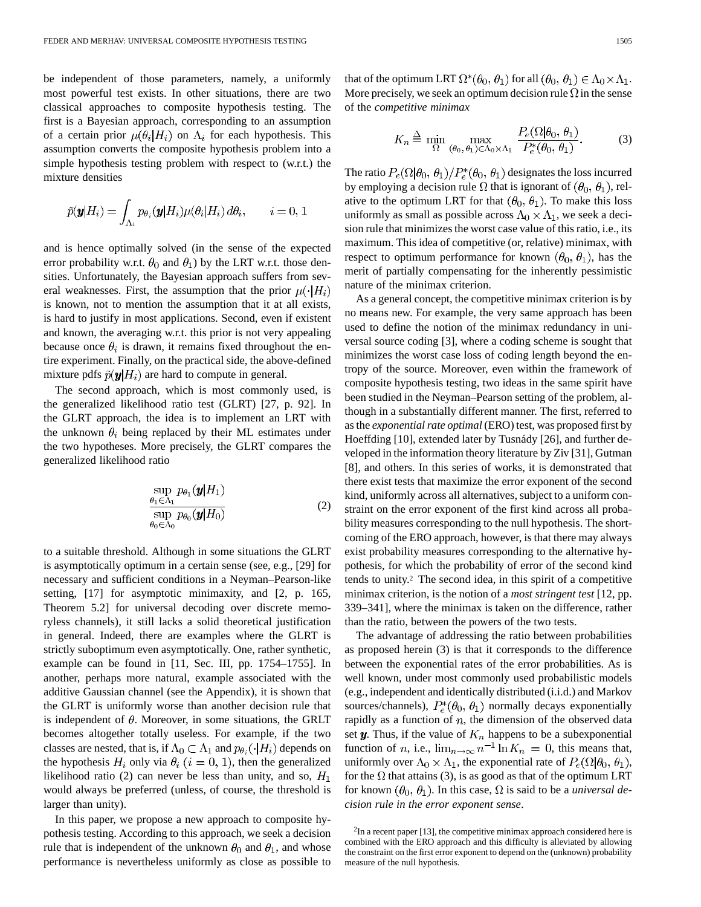be independent of those parameters, namely, a uniformly most powerful test exists. In other situations, there are two classical approaches to composite hypothesis testing. The first is a Bayesian approach, corresponding to an assumption of a certain prior $\mu(\theta_i|H_i)$ on $\Lambda_i$ for each hypothesis. This assumption converts the composite hypothesis problem into a simple hypothesis testing problem with respect to (w.r.t.) the mixture densities

$$\tilde{p}(\boldsymbol{y}|H_i) = \int_{\Lambda_i} p_{\theta_i}(\boldsymbol{y}|H_i)\mu(\theta_i|H_i)\,d\theta_i, \qquad i = 0, 1$$

and is hence optimally solved (in the sense of the expected error probability w.r.t. $\theta_0$ and $\theta_1$) by the LRT w.r.t. those densities. Unfortunately, the Bayesian approach suffers from several weaknesses. First, the assumption that the prior $\mu(\cdot|H_i)$ is known, not to mention the assumption that it at all exists, is hard to justify in most applications. Second, even if existent and known, the averaging w.r.t. this prior is not very appealing because once $\theta_i$ is drawn, it remains fixed throughout the entire experiment. Finally, on the practical side, the above-defined mixture pdfs $\tilde{p}(\boldsymbol{y}|H_i)$ are hard to compute in general.

The second approach, which is most commonly used, is the generalized likelihood ratio test (GLRT) [27, p. 92]. In the GLRT approach, the idea is to implement an LRT with the unknown $\theta_i$ being replaced by their ML estimates under the two hypotheses. More precisely, the GLRT compares the generalized likelihood ratio

$$\frac{\sup_{\theta_1 \in \Lambda_1} p_{\theta_1}(\boldsymbol{y}|H_1)}{\sup_{\theta_0 \in \Lambda_0} p_{\theta_0}(\boldsymbol{y}|H_0)} \tag{2}$$

to a suitable threshold. Although in some situations the GLRT is asymptotically optimum in a certain sense (see, e.g., [29] for necessary and sufficient conditions in a Neyman–Pearson-like setting, [17] for asymptotic minimaxity, and [2, p. 165, Theorem 5.2] for universal decoding over discrete memoryless channels), it still lacks a solid theoretical justification in general. Indeed, there are examples where the GLRT is strictly suboptimum even asymptotically. One, rather synthetic, example can be found in [11, Sec. III, pp. 1754–1755]. In another, perhaps more natural, example associated with the additive Gaussian channel (see the Appendix), it is shown that the GLRT is uniformly worse than another decision rule that is independent of $\theta$. Moreover, in some situations, the GRLT becomes altogether totally useless. For example, if the two classes are nested, that is, if $\Lambda_0 \subset \Lambda_1$ and $p_{\theta_i}(\cdot|H_i)$ depends on the hypothesis $H_i$ only via $\theta_i$ $(i = 0, 1)$, then the generalized likelihood ratio (2) can never be less than unity, and so, $H_1$ would always be preferred (unless, of course, the threshold is larger than unity).

In this paper, we propose a new approach to composite hypothesis testing. According to this approach, we seek a decision rule that is independent of the unknown $\theta_0$ and $\theta_1$, and whose performance is nevertheless uniformly as close as possible to that of the optimum LRT $\Omega^*(\theta_0, \theta_1)$ for all $(\theta_0, \theta_1) \in \Lambda_0 \times \Lambda_1$. More precisely, we seek an optimum decision rule $\Omega$ in the sense of the *competitive minimax*

$$K_n \stackrel{\Delta}{=} \min_{\Omega} \max_{(\theta_0, \theta_1) \in \Lambda_0 \times \Lambda_1} \frac{P_e(\Omega|\theta_0, \theta_1)}{P_e^*(\theta_0, \theta_1)}. \tag{3}$$

The ratio $P_e(\Omega|\theta_0, \theta_1)/P_e^*(\theta_0, \theta_1)$ designates the loss incurred by employing a decision rule $\Omega$ that is ignorant of $(\theta_0, \theta_1)$, relative to the optimum LRT for that $(\theta_0, \theta_1)$. To make this loss uniformly as small as possible across $\Lambda_0 \times \Lambda_1$, we seek a decision rule that minimizes the worst case value of this ratio, i.e., its maximum. This idea of competitive (or, relative) minimax, with respect to optimum performance for known $(\theta_0, \theta_1)$, has the merit of partially compensating for the inherently pessimistic nature of the minimax criterion.

As a general concept, the competitive minimax criterion is by no means new. For example, the very same approach has been used to define the notion of the minimax redundancy in universal source coding [3], where a coding scheme is sought that minimizes the worst case loss of coding length beyond the entropy of the source. Moreover, even within the framework of composite hypothesis testing, two ideas in the same spirit have been studied in the Neyman–Pearson setting of the problem, although in a substantially different manner. The first, referred to as the *exponential rate optimal* (ERO) test, was proposed first by Hoeffding [10], extended later by Tusnády [26], and further developed in the information theory literature by Ziv [31], Gutman [8], and others. In this series of works, it is demonstrated that there exist tests that maximize the error exponent of the second kind, uniformly across all alternatives, subject to a uniform constraint on the error exponent of the first kind across all probability measures corresponding to the null hypothesis. The shortcoming of the ERO approach, however, is that there may always exist probability measures corresponding to the alternative hypothesis, for which the probability of error of the second kind tends to unity.[2] The second idea, in this spirit of a competitive minimax criterion, is the notion of a *most stringent test* [12, pp. 339–341], where the minimax is taken on the difference, rather than the ratio, between the powers of the two tests.

The advantage of addressing the ratio between probabilities as proposed herein (3) is that it corresponds to the difference between the exponential rates of the error probabilities. As is well known, under most commonly used probabilistic models (e.g., independent and identically distributed (i.i.d.) and Markov sources/channels), $P_e^*(\theta_0, \theta_1)$ normally decays exponentially rapidly as a function of $n$, the dimension of the observed data set $\boldsymbol{y}$. Thus, if the value of $K_n$ happens to be a subexponential function of $n$, i.e., $\lim_{n\to\infty} n^{-1} \ln K_n = 0$, this means that, uniformly over $\Lambda_0 \times \Lambda_1$, the exponential rate of $P_e(\Omega|\theta_0, \theta_1)$, for the $\Omega$ that attains (3), is as good as that of the optimum LRT for known $(\theta_0, \theta_1)$. In this case, $\Omega$ is said to be a *universal decision rule in the error exponent sense*.

[2] In a recent paper [13], the competitive minimax approach considered here is combined with the ERO approach and this difficulty is alleviated by allowing the constraint on the first error exponent to depend on the (unknown) probability measure of the null hypothesis.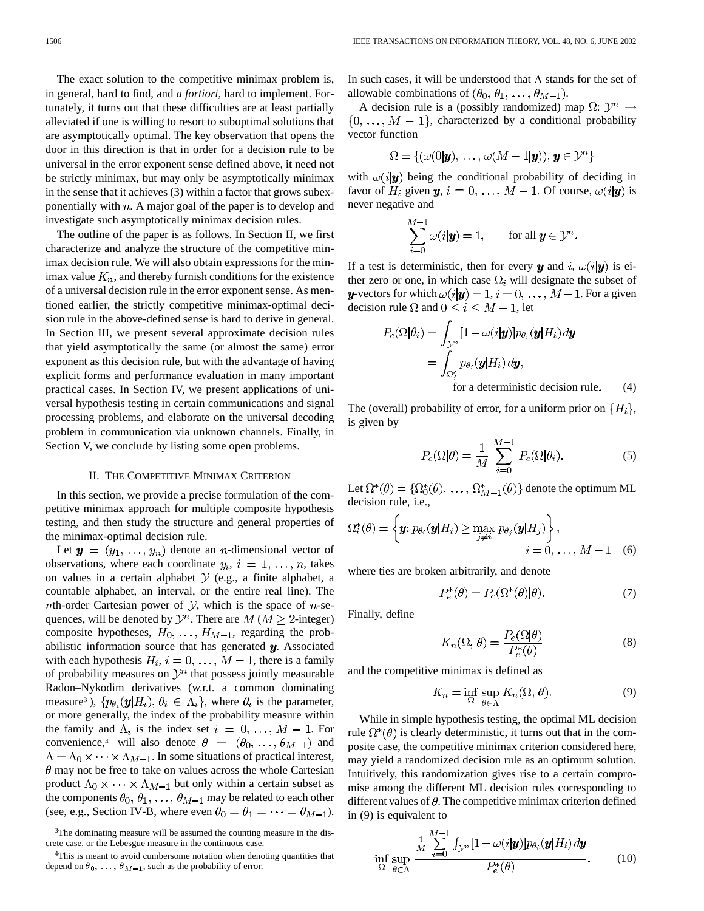The exact solution to the competitive minimax problem is, in general, hard to find, and *a fortiori*, hard to implement. Fortunately, it turns out that these difficulties are at least partially alleviated if one is willing to resort to suboptimal solutions that are asymptotically optimal. The key observation that opens the door in this direction is that in order for a decision rule to be universal in the error exponent sense defined above, it need not be strictly minimax, but may only be asymptotically minimax in the sense that it achieves (3) within a factor that grows subexponentially with $n$. A major goal of the paper is to develop and investigate such asymptotically minimax decision rules.

The outline of the paper is as follows. In Section II, we first characterize and analyze the structure of the competitive minimax decision rule. We will also obtain expressions for the minimax value $K_n$, and thereby furnish conditions for the existence of a universal decision rule in the error exponent sense. As mentioned earlier, the strictly competitive minimax-optimal decision rule in the above-defined sense is hard to derive in general. In Section III, we present several approximate decision rules that yield asymptotically the same (or almost the same) error exponent as this decision rule, but with the advantage of having explicit forms and performance evaluation in many important practical cases. In Section IV, we present applications of universal hypothesis testing in certain communications and signal processing problems, and elaborate on the universal decoding problem in communication via unknown channels. Finally, in Section V, we conclude by listing some open problems.

## II. The Competitive Minimax Criterion

In this section, we provide a precise formulation of the competitive minimax approach for multiple composite hypothesis testing, and then study the structure and general properties of the minimax-optimal decision rule.

Let $\boldsymbol{y} = (y_1, \ldots, y_n)$ denote an $n$-dimensional vector of observations, where each coordinate $y_i$, $i = 1, \ldots, n$, takes on values in a certain alphabet $\mathcal{Y}$ (e.g., a finite alphabet, a countable alphabet, an interval, or the entire real line). The $n$th-order Cartesian power of $\mathcal{Y}$, which is the space of $n$-sequences, will be denoted by $\mathcal{Y}^n$. There are $M$ ($M \geq 2$-integer) composite hypotheses, $H_0, \ldots, H_{M-1}$, regarding the probabilistic information source that has generated $\boldsymbol{y}$. Associated with each hypothesis $H_i$, $i = 0, \ldots, M-1$, there is a family of probability measures on $\mathcal{Y}^n$ that possess jointly measurable Radon–Nykodim derivatives (w.r.t. a common dominating measure[3]), $\{p_{\theta_i}(\boldsymbol{y}|H_i),\ \theta_i \in \Lambda_i\}$, where $\theta_i$ is the parameter, or more generally, the index of the probability measure within the family and $\Lambda_i$ is the index set $i = 0, \ldots, M-1$. For convenience,[4] will also denote $\theta = (\theta_0, \ldots, \theta_{M-1})$ and $\Lambda = \Lambda_0 \times \cdots \times \Lambda_{M-1}$. In some situations of practical interest, $\theta$ may not be free to take on values across the whole Cartesian product $\Lambda_0 \times \cdots \times \Lambda_{M-1}$ but only within a certain subset as the components $\theta_0, \theta_1, \ldots, \theta_{M-1}$ may be related to each other (see, e.g., Section IV-B, where even $\theta_0 = \theta_1 = \cdots = \theta_{M-1}$). In such cases, it will be understood that $\Lambda$ stands for the set of allowable combinations of $(\theta_0, \theta_1, \ldots, \theta_{M-1})$.

[3] The dominating measure will be assumed the counting measure in the discrete case, or the Lebesgue measure in the continuous case.

[4] This is meant to avoid cumbersome notation when denoting quantities that depend on $\theta_0, \ldots, \theta_{M-1}$, such as the probability of error.

A decision rule is a (possibly randomized) map $\Omega\colon \mathcal{Y}^n \to \{0, \ldots, M-1\}$, characterized by a conditional probability vector function

$$\Omega = \{(\omega(0|\boldsymbol{y}), \ldots, \omega(M-1|\boldsymbol{y})),\ \boldsymbol{y} \in \mathcal{Y}^n\}$$

with $\omega(i|\boldsymbol{y})$ being the conditional probability of deciding in favor of $H_i$ given $\boldsymbol{y}$, $i = 0, \ldots, M-1$. Of course, $\omega(i|\boldsymbol{y})$ is never negative and

$$\sum_{i=0}^{M-1} \omega(i|\boldsymbol{y}) = 1, \qquad \text{for all } \boldsymbol{y} \in \mathcal{Y}^n.$$

If a test is deterministic, then for every $\boldsymbol{y}$ and $i$, $\omega(i|\boldsymbol{y})$ is either zero or one, in which case $\Omega_i$ will designate the subset of $\boldsymbol{y}$-vectors for which $\omega(i|\boldsymbol{y}) = 1$, $i = 0, \ldots, M-1$. For a given decision rule $\Omega$ and $0 \leq i \leq M-1$, let

$$\begin{aligned} P_e(\Omega|\theta_i) &= \int_{\mathcal{Y}^n} [1 - \omega(i|\boldsymbol{y})] p_{\theta_i}(\boldsymbol{y}|H_i)\, d\boldsymbol{y} \\ &= \int_{\Omega_i^c} p_{\theta_i}(\boldsymbol{y}|H_i)\, d\boldsymbol{y}, \\ &\qquad \text{for a deterministic decision rule.} \end{aligned} \tag{4}$$

The (overall) probability of error, for a uniform prior on $\{H_i\}$, is given by

$$P_e(\Omega|\theta) = \frac{1}{M} \sum_{i=0}^{M-1} P_e(\Omega|\theta_i). \tag{5}$$

Let $\Omega^*(\theta) = \{\Omega_0^*(\theta), \ldots, \Omega_{M-1}^*(\theta)\}$ denote the optimum ML decision rule, i.e.,

$$\Omega_i^*(\theta) = \left\{ \boldsymbol{y}\colon p_{\theta_i}(\boldsymbol{y}|H_i) \geq \max_{j \neq i} p_{\theta_j}(\boldsymbol{y}|H_j) \right\}, \qquad i = 0, \ldots, M-1 \tag{6}$$

where ties are broken arbitrarily, and denote

$$P_e^*(\theta) = P_e(\Omega^*(\theta)|\theta). \tag{7}$$

Finally, define

$$K_n(\Omega, \theta) = \frac{P_e(\Omega|\theta)}{P_e^*(\theta)} \tag{8}$$

and the competitive minimax is defined as

$$K_n = \inf_{\Omega} \sup_{\theta \in \Lambda} K_n(\Omega, \theta). \tag{9}$$

While in simple hypothesis testing, the optimal ML decision rule $\Omega^*(\theta)$ is clearly deterministic, it turns out that in the composite case, the competitive minimax criterion considered here, may yield a randomized decision rule as an optimum solution. Intuitively, this randomization gives rise to a certain compromise among the different ML decision rules corresponding to different values of $\theta$. The competitive minimax criterion defined in (9) is equivalent to

$$\inf_{\Omega} \sup_{\theta \in \Lambda} \frac{\frac{1}{M} \sum_{i=0}^{M-1} \int_{\mathcal{Y}^n} [1 - \omega(i|\boldsymbol{y})] p_{\theta_i}(\boldsymbol{y}|H_i)\, d\boldsymbol{y}}{P_e^*(\theta)}. \tag{10}$$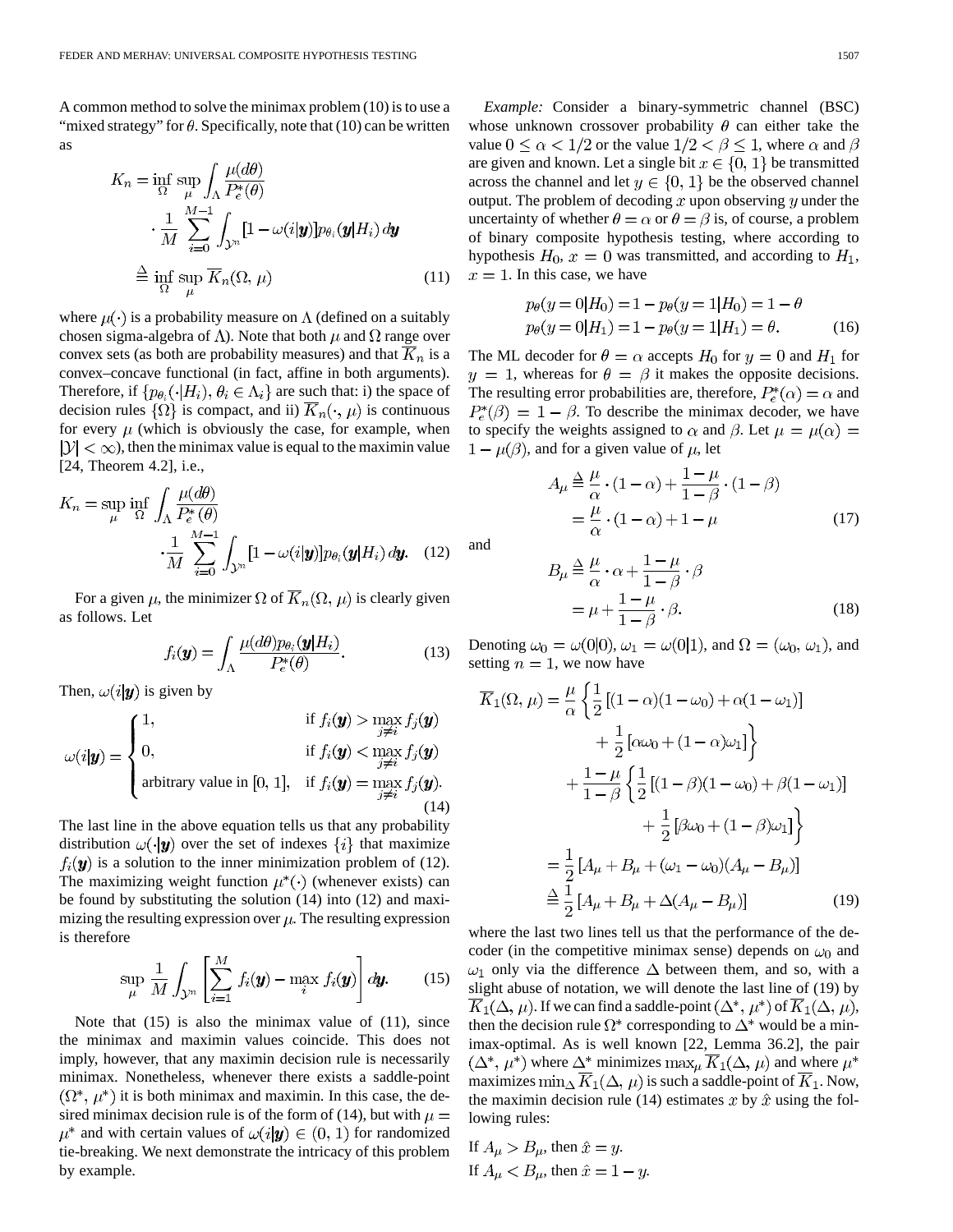A common method to solve the minimax problem (10) is to use a "mixed strategy" for $\theta$. Specifically, note that (10) can be written as

$$
\begin{aligned}
K_n &= \inf_{\Omega} \sup_{\mu} \int_{\Lambda} \frac{\mu(d\theta)}{P_e^*(\theta)} \\
&\quad \cdot \frac{1}{M} \sum_{i=0}^{M-1} \int_{\mathcal{Y}^n} [1 - \omega(i|\boldsymbol{y})] p_{\theta_i}(\boldsymbol{y}|H_i)\, d\boldsymbol{y} \\
&\stackrel{\Delta}{=} \inf_{\Omega} \sup_{\mu} \overline{K}_n(\Omega, \mu)
\end{aligned} \tag{11}
$$

where $\mu(\cdot)$ is a probability measure on $\Lambda$ (defined on a suitably chosen sigma-algebra of $\Lambda$). Note that both $\mu$ and $\Omega$ range over convex sets (as both are probability measures) and that $\overline{K}_n$ is a convex–concave functional (in fact, affine in both arguments). Therefore, if $\{p_{\theta_i}(\cdot|H_i),\, \theta_i \in \Lambda_i\}$ are such that: i) the space of decision rules $\{\Omega\}$ is compact, and ii) $\overline{K}_n(\cdot, \mu)$ is continuous for every $\mu$ (which is obviously the case, for example, when $|\mathcal{Y}| < \infty$), then the minimax value is equal to the maximin value [24, Theorem 4.2], i.e.,

$$
\begin{aligned}
K_n = \sup_{\mu} \inf_{\Omega} \int_{\Lambda} \frac{\mu(d\theta)}{P_e^*(\theta)} \\
\cdot \frac{1}{M} \sum_{i=0}^{M-1} \int_{\mathcal{Y}^n} [1 - \omega(i|\boldsymbol{y})] p_{\theta_i}(\boldsymbol{y}|H_i)\, d\boldsymbol{y}.
\end{aligned} \tag{12}
$$

For a given $\mu$, the minimizer $\Omega$ of $\overline{K}_n(\Omega, \mu)$ is clearly given as follows. Let

$$
f_i(\boldsymbol{y}) = \int_{\Lambda} \frac{\mu(d\theta) p_{\theta_i}(\boldsymbol{y}|H_i)}{P_e^*(\theta)}. \tag{13}
$$

Then, $\omega(i|\boldsymbol{y})$ is given by

$$
\omega(i|\boldsymbol{y}) = \begin{cases} 1, & \text{if } f_i(\boldsymbol{y}) > \max_{j \neq i} f_j(\boldsymbol{y}) \\ 0, & \text{if } f_i(\boldsymbol{y}) < \max_{j \neq i} f_j(\boldsymbol{y}) \\ \text{arbitrary value in } [0, 1], & \text{if } f_i(\boldsymbol{y}) = \max_{j \neq i} f_j(\boldsymbol{y}). \end{cases} \tag{14}
$$

The last line in the above equation tells us that any probability distribution $\omega(\cdot|\boldsymbol{y})$ over the set of indexes $\{i\}$ that maximize $f_i(\boldsymbol{y})$ is a solution to the inner minimization problem of (12). The maximizing weight function $\mu^*(\cdot)$ (whenever exists) can be found by substituting the solution (14) into (12) and maximizing the resulting expression over $\mu$. The resulting expression is therefore

$$
\sup_{\mu} \frac{1}{M} \int_{\mathcal{Y}^n} \left[ \sum_{i=1}^{M} f_i(\boldsymbol{y}) - \max_i f_i(\boldsymbol{y}) \right] d\boldsymbol{y}. \tag{15}
$$

Note that (15) is also the minimax value of (11), since the minimax and maximin values coincide. This does not imply, however, that any maximin decision rule is necessarily minimax. Nonetheless, whenever there exists a saddle-point $(\Omega^*, \mu^*)$ it is both minimax and maximin. In this case, the desired minimax decision rule is of the form of (14), but with $\mu = \mu^*$ and with certain values of $\omega(i|\boldsymbol{y}) \in (0, 1)$ for randomized tie-breaking. We next demonstrate the intricacy of this problem by example.

*Example:* Consider a binary-symmetric channel (BSC) whose unknown crossover probability $\theta$ can either take the value $0 \le \alpha < 1/2$ or the value $1/2 < \beta \le 1$, where $\alpha$ and $\beta$ are given and known. Let a single bit $x \in \{0, 1\}$ be transmitted across the channel and let $y \in \{0, 1\}$ be the observed channel output. The problem of decoding $x$ upon observing $y$ under the uncertainty of whether $\theta = \alpha$ or $\theta = \beta$ is, of course, a problem of binary composite hypothesis testing, where according to hypothesis $H_0$, $x = 0$ was transmitted, and according to $H_1$, $x = 1$. In this case, we have

$$
\begin{aligned}
p_\theta(y = 0|H_0) &= 1 - p_\theta(y = 1|H_0) = 1 - \theta \\
p_\theta(y = 0|H_1) &= 1 - p_\theta(y = 1|H_1) = \theta.
\end{aligned} \tag{16}
$$

The ML decoder for $\theta = \alpha$ accepts $H_0$ for $y = 0$ and $H_1$ for $y = 1$, whereas for $\theta = \beta$ it makes the opposite decisions. The resulting error probabilities are, therefore, $P_e^*(\alpha) = \alpha$ and $P_e^*(\beta) = 1 - \beta$. To describe the minimax decoder, we have to specify the weights assigned to $\alpha$ and $\beta$. Let $\mu = \mu(\alpha) = 1 - \mu(\beta)$, and for a given value of $\mu$, let

$$
\begin{aligned}
A_\mu &\stackrel{\Delta}{=} \frac{\mu}{\alpha} \cdot (1 - \alpha) + \frac{1 - \mu}{1 - \beta} \cdot (1 - \beta) \\
&= \frac{\mu}{\alpha} \cdot (1 - \alpha) + 1 - \mu
\end{aligned} \tag{17}
$$

and

$$
\begin{aligned}
B_\mu &\stackrel{\Delta}{=} \frac{\mu}{\alpha} \cdot \alpha + \frac{1 - \mu}{1 - \beta} \cdot \beta \\
&= \mu + \frac{1 - \mu}{1 - \beta} \cdot \beta.
\end{aligned} \tag{18}
$$

Denoting $\omega_0 = \omega(0|0)$, $\omega_1 = \omega(0|1)$, and $\Omega = (\omega_0, \omega_1)$, and setting $n = 1$, we now have

$$
\begin{aligned}
\overline{K}_1(\Omega, \mu) &= \frac{\mu}{\alpha} \left\{ \frac{1}{2} [(1 - \alpha)(1 - \omega_0) + \alpha(1 - \omega_1)] \right. \\
&\qquad \left. + \frac{1}{2} [\alpha\omega_0 + (1 - \alpha)\omega_1] \right\} \\
&\quad + \frac{1 - \mu}{1 - \beta} \left\{ \frac{1}{2} [(1 - \beta)(1 - \omega_0) + \beta(1 - \omega_1)] \right. \\
&\qquad \left. + \frac{1}{2} [\beta\omega_0 + (1 - \beta)\omega_1] \right\} \\
&= \frac{1}{2} [A_\mu + B_\mu + (\omega_1 - \omega_0)(A_\mu - B_\mu)] \\
&\stackrel{\Delta}{=} \frac{1}{2} [A_\mu + B_\mu + \Delta(A_\mu - B_\mu)]
\end{aligned} \tag{19}
$$

where the last two lines tell us that the performance of the decoder (in the competitive minimax sense) depends on $\omega_0$ and $\omega_1$ only via the difference $\Delta$ between them, and so, with a slight abuse of notation, we will denote the last line of (19) by $\overline{K}_1(\Delta, \mu)$. If we can find a saddle-point $(\Delta^*, \mu^*)$ of $\overline{K}_1(\Delta, \mu)$, then the decision rule $\Omega^*$ corresponding to $\Delta^*$ would be a minimax-optimal. As is well known [22, Lemma 36.2], the pair $(\Delta^*, \mu^*)$ where $\Delta^*$ minimizes $\max_\mu \overline{K}_1(\Delta, \mu)$ and where $\mu^*$ maximizes $\min_\Delta \overline{K}_1(\Delta, \mu)$ is such a saddle-point of $\overline{K}_1$. Now, the maximin decision rule (14) estimates $x$ by $\hat{x}$ using the following rules:

If $A_\mu > B_\mu$, then $\hat{x} = y$.
If $A_\mu < B_\mu$, then $\hat{x} = 1 - y$.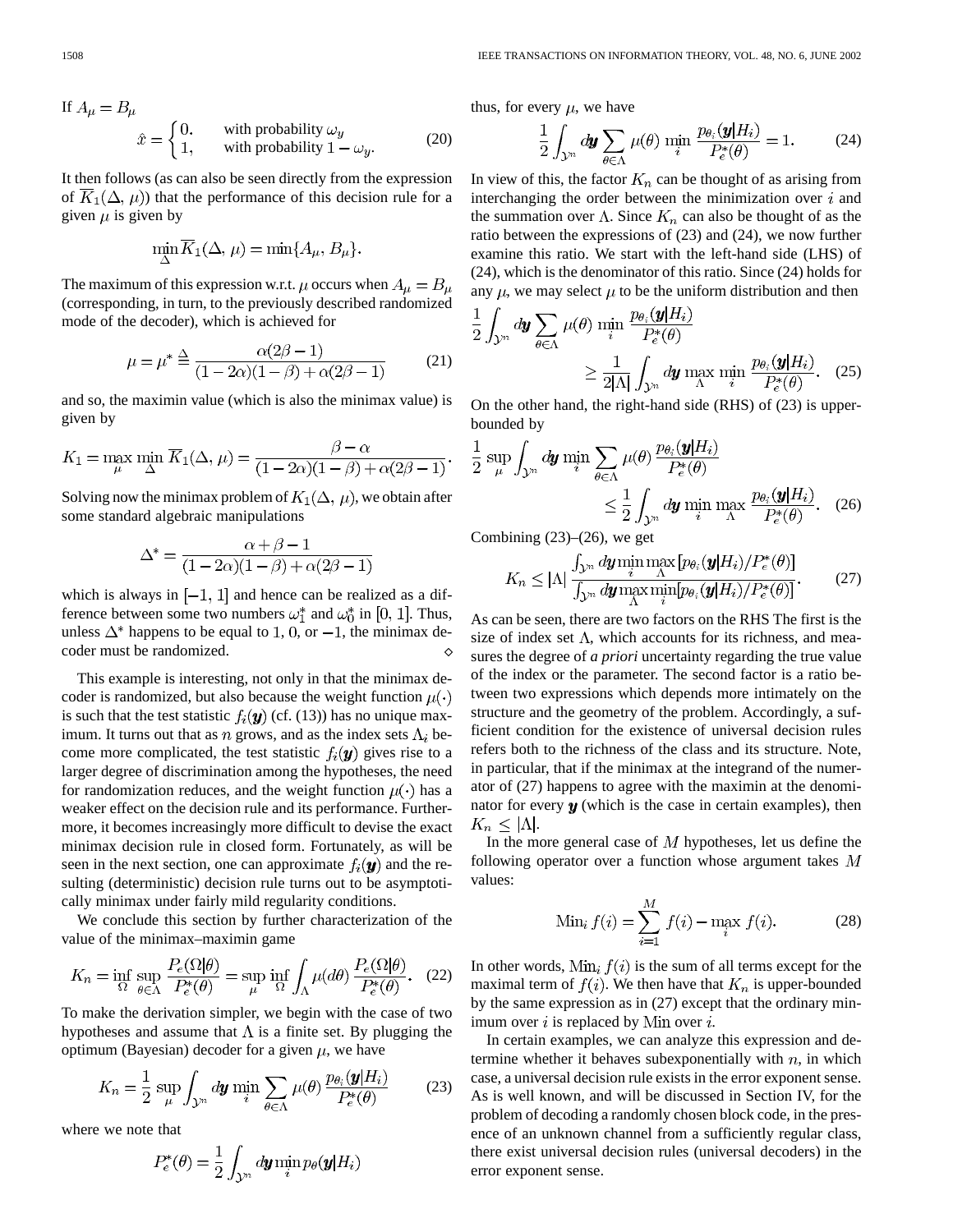If $A_\mu = B_\mu$

$$\hat{x} = \begin{cases} 0, & \text{with probability } \omega_y \\ 1, & \text{with probability } 1 - \omega_y. \end{cases} \tag{20}$$

It then follows (as can also be seen directly from the expression of $\overline{K}_1(\Delta, \mu)$) that the performance of this decision rule for a given $\mu$ is given by

$$\min_\Delta \overline{K}_1(\Delta, \mu) = \min\{A_\mu, B_\mu\}.$$

The maximum of this expression w.r.t. $\mu$ occurs when $A_\mu = B_\mu$ (corresponding, in turn, to the previously described randomized mode of the decoder), which is achieved for

$$\mu = \mu^* \triangleq \frac{\alpha(2\beta - 1)}{(1-2\alpha)(1-\beta) + \alpha(2\beta - 1)} \tag{21}$$

and so, the maximin value (which is also the minimax value) is given by

$$K_1 = \max_\mu \min_\Delta \overline{K}_1(\Delta, \mu) = \frac{\beta - \alpha}{(1-2\alpha)(1-\beta) + \alpha(2\beta-1)}.$$

Solving now the minimax problem of $K_1(\Delta, \mu)$, we obtain after some standard algebraic manipulations

$$\Delta^* = \frac{\alpha + \beta - 1}{(1-2\alpha)(1-\beta) + \alpha(2\beta - 1)}$$

which is always in $[-1, 1]$ and hence can be realized as a difference between some two numbers $\omega_1^*$ and $\omega_0^*$ in $[0, 1]$. Thus, unless $\Delta^*$ happens to be equal to 1, 0, or $-1$, the minimax decoder must be randomized. $\diamond$

This example is interesting, not only in that the minimax decoder is randomized, but also because the weight function $\mu(\cdot)$ is such that the test statistic $f_i(\boldsymbol{y})$ (cf. (13)) has no unique maximum. It turns out that as $n$ grows, and as the index sets $\Lambda_i$ become more complicated, the test statistic $f_i(\boldsymbol{y})$ gives rise to a larger degree of discrimination among the hypotheses, the need for randomization reduces, and the weight function $\mu(\cdot)$ has a weaker effect on the decision rule and its performance. Furthermore, it becomes increasingly more difficult to devise the exact minimax decision rule in closed form. Fortunately, as will be seen in the next section, one can approximate $f_i(\boldsymbol{y})$ and the resulting (deterministic) decision rule turns out to be asymptotically minimax under fairly mild regularity conditions.

We conclude this section by further characterization of the value of the minimax–maximin game

$$K_n = \inf_\Omega \sup_{\theta \in \Lambda} \frac{P_e(\Omega|\theta)}{P_e^*(\theta)} = \sup_\mu \inf_\Omega \int_\Lambda \mu(d\theta) \frac{P_e(\Omega|\theta)}{P_e^*(\theta)}. \tag{22}$$

To make the derivation simpler, we begin with the case of two hypotheses and assume that $\Lambda$ is a finite set. By plugging the optimum (Bayesian) decoder for a given $\mu$, we have

$$K_n = \frac{1}{2} \sup_\mu \int_{\mathcal{Y}^n} d\boldsymbol{y} \min_i \sum_{\theta \in \Lambda} \mu(\theta) \frac{p_{\theta_i}(\boldsymbol{y}|H_i)}{P_e^*(\theta)} \tag{23}$$

where we note that

$$P_e^*(\theta) = \frac{1}{2} \int_{\mathcal{Y}^n} d\boldsymbol{y} \min_i p_\theta(\boldsymbol{y}|H_i)$$

thus, for every $\mu$, we have

$$\frac{1}{2} \int_{\mathcal{Y}^n} d\boldsymbol{y} \sum_{\theta \in \Lambda} \mu(\theta) \min_i \frac{p_{\theta_i}(\boldsymbol{y}|H_i)}{P_e^*(\theta)} = 1. \tag{24}$$

In view of this, the factor $K_n$ can be thought of as arising from interchanging the order between the minimization over $i$ and the summation over $\Lambda$. Since $K_n$ can also be thought of as the ratio between the expressions of (23) and (24), we now further examine this ratio. We start with the left-hand side (LHS) of (24), which is the denominator of this ratio. Since (24) holds for any $\mu$, we may select $\mu$ to be the uniform distribution and then

$$\frac{1}{2} \int_{\mathcal{Y}^n} d\boldsymbol{y} \sum_{\theta \in \Lambda} \mu(\theta) \min_i \frac{p_{\theta_i}(\boldsymbol{y}|H_i)}{P_e^*(\theta)} \geq \frac{1}{2|\Lambda|} \int_{\mathcal{Y}^n} d\boldsymbol{y} \max_\Lambda \min_i \frac{p_{\theta_i}(\boldsymbol{y}|H_i)}{P_e^*(\theta)}. \tag{25}$$

On the other hand, the right-hand side (RHS) of (23) is upper-bounded by

$$\frac{1}{2} \sup_\mu \int_{\mathcal{Y}^n} d\boldsymbol{y} \min_i \sum_{\theta \in \Lambda} \mu(\theta) \frac{p_{\theta_i}(\boldsymbol{y}|H_i)}{P_e^*(\theta)} \leq \frac{1}{2} \int_{\mathcal{Y}^n} d\boldsymbol{y} \min_i \max_\Lambda \frac{p_{\theta_i}(\boldsymbol{y}|H_i)}{P_e^*(\theta)}. \tag{26}$$

Combining (23)–(26), we get

$$K_n \leq |\Lambda| \frac{\int_{\mathcal{Y}^n} d\boldsymbol{y} \min_i \max_\Lambda [p_{\theta_i}(\boldsymbol{y}|H_i)/P_e^*(\theta)]}{\int_{\mathcal{Y}^n} d\boldsymbol{y} \max_\Lambda \min_i [p_{\theta_i}(\boldsymbol{y}|H_i)/P_e^*(\theta)]}. \tag{27}$$

As can be seen, there are two factors on the RHS The first is the size of index set $\Lambda$, which accounts for its richness, and measures the degree of *a priori* uncertainty regarding the true value of the index or the parameter. The second factor is a ratio between two expressions which depends more intimately on the structure and the geometry of the problem. Accordingly, a sufficient condition for the existence of universal decision rules refers both to the richness of the class and its structure. Note, in particular, that if the minimax at the integrand of the numerator of (27) happens to agree with the maximin at the denominator for every $\boldsymbol{y}$ (which is the case in certain examples), then $K_n \leq |\Lambda|$.

In the more general case of $M$ hypotheses, let us define the following operator over a function whose argument takes $M$ values:

$$\text{Min}_i\, f(i) = \sum_{i=1}^{M} f(i) - \max_i f(i). \tag{28}$$

In other words, $\text{Min}_i\, f(i)$ is the sum of all terms except for the maximal term of $f(i)$. We then have that $K_n$ is upper-bounded by the same expression as in (27) except that the ordinary minimum over $i$ is replaced by Min over $i$.

In certain examples, we can analyze this expression and determine whether it behaves subexponentially with $n$, in which case, a universal decision rule exists in the error exponent sense. As is well known, and will be discussed in Section IV, for the problem of decoding a randomly chosen block code, in the presence of an unknown channel from a sufficiently regular class, there exist universal decision rules (universal decoders) in the error exponent sense.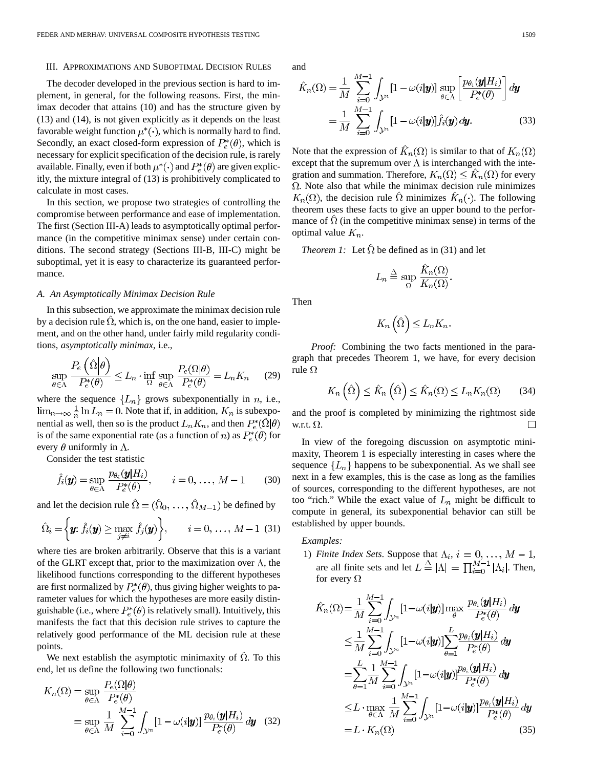## III. Approximations and Suboptimal Decision Rules

The decoder developed in the previous section is hard to implement, in general, for the following reasons. First, the minimax decoder that attains (10) and has the structure given by (13) and (14), is not given explicitly as it depends on the least favorable weight function $\mu^*(\cdot)$, which is normally hard to find. Secondly, an exact closed-form expression of $P_e^*(\theta)$, which is necessary for explicit specification of the decision rule, is rarely available. Finally, even if both $\mu^*(\cdot)$ and $P_e^*(\theta)$ are given explicitly, the mixture integral of (13) is prohibitively complicated to calculate in most cases.

In this section, we propose two strategies of controlling the compromise between performance and ease of implementation. The first (Section III-A) leads to asymptotically optimal performance (in the competitive minimax sense) under certain conditions. The second strategy (Sections III-B, III-C) might be suboptimal, yet it is easy to characterize its guaranteed performance.

### A. An Asymptotically Minimax Decision Rule

In this subsection, we approximate the minimax decision rule by a decision rule $\hat{\Omega}$, which is, on the one hand, easier to implement, and on the other hand, under fairly mild regularity conditions, *asymptotically minimax*, i.e.,

$$\sup_{\theta\in\Lambda} \frac{P_e\left(\hat{\Omega}\middle|\theta\right)}{P_e^*(\theta)} \leq L_n \cdot \inf_{\Omega} \sup_{\theta\in\Lambda} \frac{P_e(\Omega|\theta)}{P_e^*(\theta)} = L_n K_n \tag{29}$$

where the sequence $\{L_n\}$ grows subexponentially in $n$, i.e., $\lim_{n\to\infty} \frac{1}{n}\ln L_n = 0$. Note that if, in addition, $K_n$ is subexponential as well, then so is the product $L_n K_n$, and then $P_e^*(\hat{\Omega}|\theta)$ is of the same exponential rate (as a function of $n$) as $P_e^*(\theta)$ for every $\theta$ uniformly in $\Lambda$.

Consider the test statistic

$$\hat{f}_i(\boldsymbol{y}) = \sup_{\theta\in\Lambda} \frac{p_{\theta_i}(\boldsymbol{y}|H_i)}{P_e^*(\theta)}, \qquad i = 0, \ldots, M-1 \tag{30}$$

and let the decision rule $\hat{\Omega} = (\hat{\Omega}_0, \ldots, \hat{\Omega}_{M-1})$ be defined by

$$\hat{\Omega}_i = \left\{\boldsymbol{y}\colon \hat{f}_i(\boldsymbol{y}) \geq \max_{j\neq i} \hat{f}_j(\boldsymbol{y})\right\}, \qquad i = 0, \ldots, M-1 \tag{31}$$

where ties are broken arbitrarily. Observe that this is a variant of the GLRT except that, prior to the maximization over $\Lambda$, the likelihood functions corresponding to the different hypotheses are first normalized by $P_e^*(\theta)$, thus giving higher weights to parameter values for which the hypotheses are more easily distinguishable (i.e., where $P_e^*(\theta)$ is relatively small). Intuitively, this manifests the fact that this decision rule strives to capture the relatively good performance of the ML decision rule at these points.

We next establish the asymptotic minimaxity of $\hat{\Omega}$. To this end, let us define the following two functionals:

$$\begin{aligned}
K_n(\Omega) &= \sup_{\theta\in\Lambda} \frac{P_e(\Omega|\theta)}{P_e^*(\theta)} \\
&= \sup_{\theta\in\Lambda} \frac{1}{M} \sum_{i=0}^{M-1} \int_{\mathcal{Y}^n} [1-\omega(i|\boldsymbol{y})] \frac{p_{\theta_i}(\boldsymbol{y}|H_i)}{P_e^*(\theta)}\, d\boldsymbol{y}
\end{aligned} \tag{32}$$

and

$$\begin{aligned}
\hat{K}_n(\Omega) &= \frac{1}{M} \sum_{i=0}^{M-1} \int_{\mathcal{Y}^n} [1-\omega(i|\boldsymbol{y})] \sup_{\theta\in\Lambda} \left[\frac{p_{\theta_i}(\boldsymbol{y}|H_i)}{P_e^*(\theta)}\right] d\boldsymbol{y} \\
&= \frac{1}{M} \sum_{i=0}^{M-1} \int_{\mathcal{Y}^n} [1-\omega(i|\boldsymbol{y})] \hat{f}_i(\boldsymbol{y})\, d\boldsymbol{y}.
\end{aligned} \tag{33}$$

Note that the expression of $\hat{K}_n(\Omega)$ is similar to that of $K_n(\Omega)$ except that the supremum over $\Lambda$ is interchanged with the integration and summation. Therefore, $K_n(\Omega) \leq \hat{K}_n(\Omega)$ for every $\Omega$. Note also that while the minimax decision rule minimizes $K_n(\Omega)$, the decision rule $\hat{\Omega}$ minimizes $\hat{K}_n(\cdot)$. The following theorem uses these facts to give an upper bound to the performance of $\hat{\Omega}$ (in the competitive minimax sense) in terms of the optimal value $K_n$.

*Theorem 1:* Let $\hat{\Omega}$ be defined as in (31) and let

$$L_n \triangleq \sup_{\Omega} \frac{\hat{K}_n(\Omega)}{K_n(\Omega)}.$$

Then

$$K_n\left(\hat{\Omega}\right) \leq L_n K_n.$$

*Proof:* Combining the two facts mentioned in the paragraph that precedes Theorem 1, we have, for every decision rule $\Omega$

$$K_n\left(\hat{\Omega}\right) \leq \hat{K}_n\left(\hat{\Omega}\right) \leq \hat{K}_n(\Omega) \leq L_n K_n(\Omega) \tag{34}$$

and the proof is completed by minimizing the rightmost side w.r.t. $\Omega$. □

In view of the foregoing discussion on asymptotic minimaxity, Theorem 1 is especially interesting in cases where the sequence $\{L_n\}$ happens to be subexponential. As we shall see next in a few examples, this is the case as long as the families of sources, corresponding to the different hypotheses, are not too "rich." While the exact value of $L_n$ might be difficult to compute in general, its subexponential behavior can still be established by upper bounds.

*Examples:*

1) *Finite Index Sets*. Suppose that $\Lambda_i$, $i = 0, \ldots, M-1$, are all finite sets and let $L \triangleq |\Lambda| = \prod_{i=0}^{M-1} |\Lambda_i|$. Then, for every $\Omega$

$$\begin{aligned}
\hat{K}_n(\Omega) &= \frac{1}{M} \sum_{i=0}^{M-1} \int_{\mathcal{Y}^n} [1-\omega(i|\boldsymbol{y})] \max_{\theta} \frac{p_{\theta_i}(\boldsymbol{y}|H_i)}{P_e^*(\theta)}\, d\boldsymbol{y} \\
&\leq \frac{1}{M} \sum_{i=0}^{M-1} \int_{\mathcal{Y}^n} [1-\omega(i|\boldsymbol{y})] \sum_{\theta=1}^{L} \frac{p_{\theta_i}(\boldsymbol{y}|H_i)}{P_e^*(\theta)}\, d\boldsymbol{y} \\
&= \sum_{\theta=1}^{L} \frac{1}{M} \sum_{i=0}^{M-1} \int_{\mathcal{Y}^n} [1-\omega(i|\boldsymbol{y})] \frac{p_{\theta_i}(\boldsymbol{y}|H_i)}{P_e^*(\theta)}\, d\boldsymbol{y} \\
&\leq L \cdot \max_{\theta\in\Lambda} \frac{1}{M} \sum_{i=0}^{M-1} \int_{\mathcal{Y}^n} [1-\omega(i|\boldsymbol{y})] \frac{p_{\theta_i}(\boldsymbol{y}|H_i)}{P_e^*(\theta)}\, d\boldsymbol{y} \\
&= L \cdot K_n(\Omega)
\end{aligned} \tag{35}$$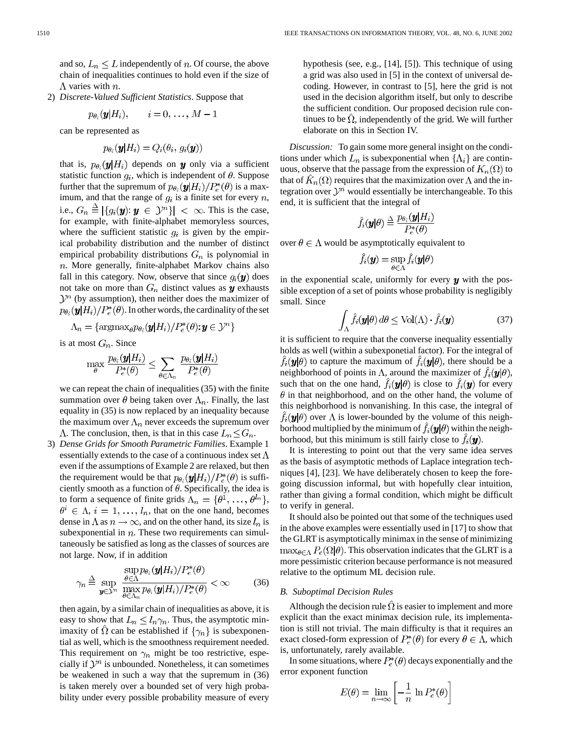and so, $L_n \leq L$ independently of $n$. Of course, the above chain of inequalities continues to hold even if the size of $\Lambda$ varies with $n$.

2) *Discrete-Valued Sufficient Statistics*. Suppose that

$$p_{\theta_i}(\boldsymbol{y}|H_i), \qquad i = 0, \ldots, M-1$$

can be represented as

$$p_{\theta_i}(\boldsymbol{y}|H_i) = Q_i(\theta_i, g_i(\boldsymbol{y}))$$

that is, $p_{\theta_i}(\boldsymbol{y}|H_i)$ depends on $\boldsymbol{y}$ only via a sufficient statistic function $g_i$, which is independent of $\theta$. Suppose further that the supremum of $p_{\theta_i}(\boldsymbol{y}|H_i)/P_e^*(\theta)$ is a maximum, and that the range of $g_i$ is a finite set for every $n$, i.e., $G_n \triangleq |\{g_i(\boldsymbol{y}): \boldsymbol{y} \in \mathcal{Y}^n\}| < \infty$. This is the case, for example, with finite-alphabet memoryless sources, where the sufficient statistic $g_i$ is given by the empirical probability distribution and the number of distinct empirical probability distributions $G_n$ is polynomial in $n$. More generally, finite-alphabet Markov chains also fall in this category. Now, observe that since $g_i(\boldsymbol{y})$ does not take on more than $G_n$ distinct values as $\boldsymbol{y}$ exhausts $\mathcal{Y}^n$ (by assumption), then neither does the maximizer of $p_{\theta_i}(\boldsymbol{y}|H_i)/P_e^*(\theta)$. In other words, the cardinality of the set

$$\Lambda_n = \{\text{argmax}_\theta p_{\theta_i}(\boldsymbol{y}|H_i)/P_e^*(\theta): \boldsymbol{y} \in \mathcal{Y}^n\}$$

is at most $G_n$. Since

$$\max_\theta \frac{p_{\theta_i}(\boldsymbol{y}|H_i)}{P_e^*(\theta)} \leq \sum_{\theta \in \Lambda_n} \frac{p_{\theta_i}(\boldsymbol{y}|H_i)}{P_e^*(\theta)}$$

we can repeat the chain of inequalities (35) with the finite summation over $\theta$ being taken over $\Lambda_n$. Finally, the last equality in (35) is now replaced by an inequality because the maximum over $\Lambda_n$ never exceeds the supremum over $\Lambda$. The conclusion, then, is that in this case $L_n \leq G_n$.

3) *Dense Grids for Smooth Parametric Families*. Example 1 essentially extends to the case of a continuous index set $\Lambda$ even if the assumptions of Example 2 are relaxed, but then the requirement would be that $p_{\theta_i}(\boldsymbol{y}|H_i)/P_e^*(\theta)$ is sufficiently smooth as a function of $\theta$. Specifically, the idea is to form a sequence of finite grids $\Lambda_n = \{\theta^1, \ldots, \theta^{l_n}\}$, $\theta^i \in \Lambda$, $i = 1, \ldots, l_n$, that on the one hand, becomes dense in $\Lambda$ as $n \to \infty$, and on the other hand, its size $l_n$ is subexponential in $n$. These two requirements can simultaneously be satisfied as long as the classes of sources are not large. Now, if in addition

$$\gamma_n \triangleq \sup_{\boldsymbol{y} \in \mathcal{Y}^n} \frac{\sup_{\theta \in \Lambda} p_{\theta_i}(\boldsymbol{y}|H_i)/P_e^*(\theta)}{\max_{\theta \in \Lambda_n} p_{\theta_i}(\boldsymbol{y}|H_i)/P_e^*(\theta)} < \infty \tag{36}$$

then again, by a similar chain of inequalities as above, it is easy to show that $L_n \leq l_n \gamma_n$. Thus, the asymptotic minimaxity of $\hat{\Omega}$ can be established if $\{\gamma_n\}$ is subexponential as well, which is the smoothness requirement needed. This requirement on $\gamma_n$ might be too restrictive, especially if $\mathcal{Y}^n$ is unbounded. Nonetheless, it can sometimes be weakened in such a way that the supremum in (36) is taken merely over a bounded set of very high probability under every possible probability measure of every hypothesis (see, e.g., [14], [5]). This technique of using a grid was also used in [5] in the context of universal decoding. However, in contrast to [5], here the grid is not used in the decision algorithm itself, but only to describe the sufficient condition. Our proposed decision rule continues to be $\hat{\Omega}$, independently of the grid. We will further elaborate on this in Section IV.

*Discussion:* To gain some more general insight on the conditions under which $L_n$ is subexponential when $\{\Lambda_i\}$ are continuous, observe that the passage from the expression of $K_n(\Omega)$ to that of $\hat{K}_n(\Omega)$ requires that the maximization over $\Lambda$ and the integration over $\mathcal{Y}^n$ would essentially be interchangeable. To this end, it is sufficient that the integral of

$$\hat{f}_i(\boldsymbol{y}|\theta) \triangleq \frac{p_{\theta_i}(\boldsymbol{y}|H_i)}{P_e^*(\theta)}$$

over $\theta \in \Lambda$ would be asymptotically equivalent to

$$\hat{f}_i(\boldsymbol{y}) = \sup_{\theta \in \Lambda} \hat{f}_i(\boldsymbol{y}|\theta)$$

in the exponential scale, uniformly for every $\boldsymbol{y}$ with the possible exception of a set of points whose probability is negligibly small. Since

$$\int_\Lambda \hat{f}_i(\boldsymbol{y}|\theta)\, d\theta \leq \text{Vol}(\Lambda) \cdot \hat{f}_i(\boldsymbol{y}) \tag{37}$$

it is sufficient to require that the converse inequality essentially holds as well (within a subexponetial factor). For the integral of $\hat{f}_i(\boldsymbol{y}|\theta)$ to capture the maximum of $\hat{f}_i(\boldsymbol{y}|\theta)$, there should be a neighborhood of points in $\Lambda$, around the maximizer of $\hat{f}_i(\boldsymbol{y}|\theta)$, such that on the one hand, $\hat{f}_i(\boldsymbol{y}|\theta)$ is close to $\hat{f}_i(\boldsymbol{y})$ for every $\theta$ in that neighborhood, and on the other hand, the volume of this neighborhood is nonvanishing. In this case, the integral of $\hat{f}_i(\boldsymbol{y}|\theta)$ over $\Lambda$ is lower-bounded by the volume of this neighborhood multiplied by the minimum of $\hat{f}_i(\boldsymbol{y}|\theta)$ within the neighborhood, but this minimum is still fairly close to $\hat{f}_i(\boldsymbol{y})$.

It is interesting to point out that the very same idea serves as the basis of asymptotic methods of Laplace integration techniques [4], [23]. We have deliberately chosen to keep the foregoing discussion informal, but with hopefully clear intuition, rather than giving a formal condition, which might be difficult to verify in general.

It should also be pointed out that some of the techniques used in the above examples were essentially used in [17] to show that the GLRT is asymptotically minimax in the sense of minimizing $\max_{\theta \in \Lambda} P_e(\Omega|\theta)$. This observation indicates that the GLRT is a more pessimistic criterion because performance is not measured relative to the optimum ML decision rule.

### B. Suboptimal Decision Rules

Although the decision rule $\hat{\Omega}$ is easier to implement and more explicit than the exact minimax decision rule, its implementation is still not trivial. The main difficulty is that it requires an exact closed-form expression of $P_e^*(\theta)$ for every $\theta \in \Lambda$, which is, unfortunately, rarely available.

In some situations, where $P_e^*(\theta)$ decays exponentially and the error exponent function

$$E(\theta) = \lim_{n \to \infty} \left[ -\frac{1}{n} \ln P_e^*(\theta) \right]$$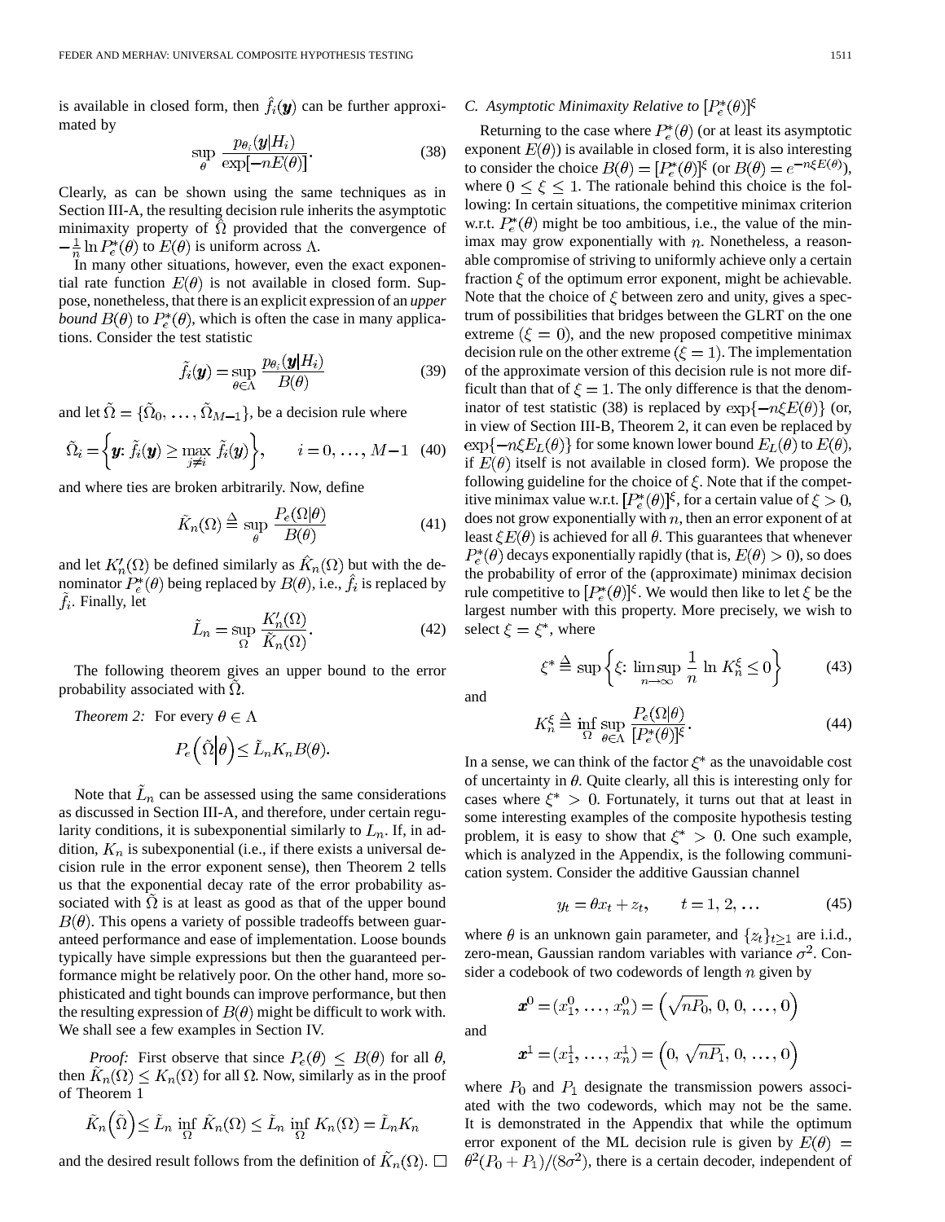is available in closed form, then $\hat{f}_i(\boldsymbol{y})$ can be further approximated by

$$\sup_{\theta} \frac{p_{\theta_i}(\boldsymbol{y}|H_i)}{\exp[-nE(\theta)]}. \tag{38}$$

Clearly, as can be shown using the same techniques as in Section III-A, the resulting decision rule inherits the asymptotic minimaxity property of $\hat{\Omega}$ provided that the convergence of $-\frac{1}{n}\ln P_e^*(\theta)$ to $E(\theta)$ is uniform across $\Lambda$.

In many other situations, however, even the exact exponential rate function $E(\theta)$ is not available in closed form. Suppose, nonetheless, that there is an explicit expression of an *upper bound* $B(\theta)$ to $P_e^*(\theta)$, which is often the case in many applications. Consider the test statistic

$$\tilde{f}_i(\boldsymbol{y}) = \sup_{\theta \in \Lambda} \frac{p_{\theta_i}(\boldsymbol{y}|H_i)}{B(\theta)} \tag{39}$$

and let $\tilde{\Omega} = \{\tilde{\Omega}_0, \ldots, \tilde{\Omega}_{M-1}\}$, be a decision rule where

$$\tilde{\Omega}_i = \left\{\boldsymbol{y}\colon \tilde{f}_i(\boldsymbol{y}) \geq \max_{j \neq i} \tilde{f}_i(\boldsymbol{y})\right\}, \qquad i = 0, \ldots, M-1 \tag{40}$$

and where ties are broken arbitrarily. Now, define

$$\tilde{K}_n(\Omega) \triangleq \sup_{\theta} \frac{P_e(\Omega|\theta)}{B(\theta)} \tag{41}$$

and let $K_n'(\Omega)$ be defined similarly as $\hat{K}_n(\Omega)$ but with the denominator $P_e^*(\theta)$ being replaced by $B(\theta)$, i.e., $\hat{f}_i$ is replaced by $\tilde{f}_i$. Finally, let

$$\tilde{L}_n = \sup_{\Omega} \frac{K_n'(\Omega)}{\tilde{K}_n(\Omega)}. \tag{42}$$

The following theorem gives an upper bound to the error probability associated with $\tilde{\Omega}$.

*Theorem 2:* For every $\theta \in \Lambda$

$$P_e\left(\tilde{\Omega}\middle|\theta\right) \leq \tilde{L}_n K_n B(\theta).$$

Note that $\tilde{L}_n$ can be assessed using the same considerations as discussed in Section III-A, and therefore, under certain regularity conditions, it is subexponential similarly to $L_n$. If, in addition, $K_n$ is subexponential (i.e., if there exists a universal decision rule in the error exponent sense), then Theorem 2 tells us that the exponential decay rate of the error probability associated with $\tilde{\Omega}$ is at least as good as that of the upper bound $B(\theta)$. This opens a variety of possible tradeoffs between guaranteed performance and ease of implementation. Loose bounds typically have simple expressions but then the guaranteed performance might be relatively poor. On the other hand, more sophisticated and tight bounds can improve performance, but then the resulting expression of $B(\theta)$ might be difficult to work with. We shall see a few examples in Section IV.

*Proof:* First observe that since $P_e(\theta) \leq B(\theta)$ for all $\theta$, then $\tilde{K}_n(\Omega) \leq K_n(\Omega)$ for all $\Omega$. Now, similarly as in the proof of Theorem 1

$$\tilde{K}_n\left(\tilde{\Omega}\right) \leq \tilde{L}_n \inf_{\Omega} \tilde{K}_n(\Omega) \leq \tilde{L}_n \inf_{\Omega} K_n(\Omega) = \tilde{L}_n K_n$$

and the desired result follows from the definition of $\tilde{K}_n(\Omega)$. □

### C. Asymptotic Minimaxity Relative to $[P_e^*(\theta)]^\xi$

Returning to the case where $P_e^*(\theta)$ (or at least its asymptotic exponent $E(\theta)$) is available in closed form, it is also interesting to consider the choice $B(\theta) = [P_e^*(\theta)]^\xi$ (or $B(\theta) = e^{-n\xi E(\theta)}$), where $0 \leq \xi \leq 1$. The rationale behind this choice is the following: In certain situations, the competitive minimax criterion w.r.t. $P_e^*(\theta)$ might be too ambitious, i.e., the value of the minimax may grow exponentially with $n$. Nonetheless, a reasonable compromise of striving to uniformly achieve only a certain fraction $\xi$ of the optimum error exponent, might be achievable. Note that the choice of $\xi$ between zero and unity, gives a spectrum of possibilities that bridges between the GLRT on the one extreme ($\xi = 0$), and the new proposed competitive minimax decision rule on the other extreme ($\xi = 1$). The implementation of the approximate version of this decision rule is not more difficult than that of $\xi = 1$. The only difference is that the denominator of test statistic (38) is replaced by $\exp\{-n\xi E(\theta)\}$ (or, in view of Section III-B, Theorem 2, it can even be replaced by $\exp\{-n\xi E_L(\theta)\}$ for some known lower bound $E_L(\theta)$ to $E(\theta)$, if $E(\theta)$ itself is not available in closed form). We propose the following guideline for the choice of $\xi$. Note that if the competitive minimax value w.r.t. $[P_e^*(\theta)]^\xi$, for a certain value of $\xi > 0$, does not grow exponentially with $n$, then an error exponent of at least $\xi E(\theta)$ is achieved for all $\theta$. This guarantees that whenever $P_e^*(\theta)$ decays exponentially rapidly (that is, $E(\theta) > 0$), so does the probability of error of the (approximate) minimax decision rule competitive to $[P_e^*(\theta)]^\xi$. We would then like to let $\xi$ be the largest number with this property. More precisely, we wish to select $\xi = \xi^*$, where

$$\xi^* \triangleq \sup\left\{\xi\colon \limsup_{n\to\infty} \frac{1}{n} \ln K_n^\xi \leq 0\right\} \tag{43}$$

and

$$K_n^\xi \triangleq \inf_{\Omega} \sup_{\theta \in \Lambda} \frac{P_e(\Omega|\theta)}{[P_e^*(\theta)]^\xi}. \tag{44}$$

In a sense, we can think of the factor $\xi^*$ as the unavoidable cost of uncertainty in $\theta$. Quite clearly, all this is interesting only for cases where $\xi^* > 0$. Fortunately, it turns out that at least in some interesting examples of the composite hypothesis testing problem, it is easy to show that $\xi^* > 0$. One such example, which is analyzed in the Appendix, is the following communication system. Consider the additive Gaussian channel

$$y_t = \theta x_t + z_t, \qquad t = 1, 2, \ldots \tag{45}$$

where $\theta$ is an unknown gain parameter, and $\{z_t\}_{t\geq 1}$ are i.i.d., zero-mean, Gaussian random variables with variance $\sigma^2$. Consider a codebook of two codewords of length $n$ given by

$$\boldsymbol{x}^0 = (x_1^0, \ldots, x_n^0) = \left(\sqrt{nP_0}, 0, 0, \ldots, 0\right)$$

and

$$\boldsymbol{x}^1 = (x_1^1, \ldots, x_n^1) = \left(0, \sqrt{nP_1}, 0, \ldots, 0\right)$$

where $P_0$ and $P_1$ designate the transmission powers associated with the two codewords, which may not be the same. It is demonstrated in the Appendix that while the optimum error exponent of the ML decision rule is given by $E(\theta) = \theta^2(P_0 + P_1)/(8\sigma^2)$, there is a certain decoder, independent of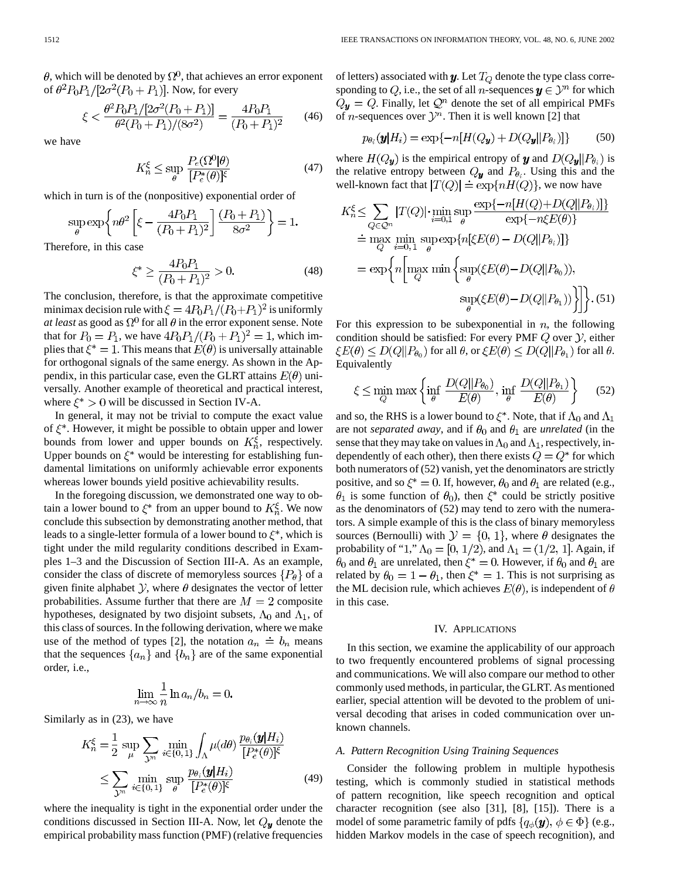$\theta$, which will be denoted by $\Omega^0$, that achieves an error exponent of $\theta^2 P_0 P_1/[2\sigma^2(P_0+P_1)]$. Now, for every

$$\xi < \frac{\theta^2 P_0 P_1/[2\sigma^2(P_0+P_1)]}{\theta^2(P_0+P_1)/(8\sigma^2)} = \frac{4P_0P_1}{(P_0+P_1)^2} \tag{46}$$

we have

$$K_n^\xi \le \sup_\theta \frac{P_e(\Omega^0|\theta)}{[P_e^*(\theta)]^\xi} \tag{47}$$

which in turn is of the (nonpositive) exponential order of

$$\sup_\theta \exp\left\{n\theta^2\left[\xi - \frac{4P_0P_1}{(P_0+P_1)^2}\right]\frac{(P_0+P_1)}{8\sigma^2}\right\} = 1.$$

Therefore, in this case

$$\xi^* \ge \frac{4P_0P_1}{(P_0+P_1)^2} > 0. \tag{48}$$

The conclusion, therefore, is that the approximate competitive minimax decision rule with $\xi = 4P_0P_1/(P_0+P_1)^2$ is uniformly *at least* as good as $\Omega^0$ for all $\theta$ in the error exponent sense. Note that for $P_0 = P_1$, we have $4P_0P_1/(P_0+P_1)^2 = 1$, which implies that $\xi^* = 1$. This means that $E(\theta)$ is universally attainable for orthogonal signals of the same energy. As shown in the Appendix, in this particular case, even the GLRT attains $E(\theta)$ universally. Another example of theoretical and practical interest, where $\xi^* > 0$ will be discussed in Section IV-A.

In general, it may not be trivial to compute the exact value of $\xi^*$. However, it might be possible to obtain upper and lower bounds from lower and upper bounds on $K_n^\xi$, respectively. Upper bounds on $\xi^*$ would be interesting for establishing fundamental limitations on uniformly achievable error exponents whereas lower bounds yield positive achievability results.

In the foregoing discussion, we demonstrated one way to obtain a lower bound to $\xi^*$ from an upper bound to $K_n^\xi$. We now conclude this subsection by demonstrating another method, that leads to a single-letter formula of a lower bound to $\xi^*$, which is tight under the mild regularity conditions described in Examples 1–3 and the Discussion of Section III-A. As an example, consider the class of discrete of memoryless sources $\{P_\theta\}$ of a given finite alphabet $\mathcal{Y}$, where $\theta$ designates the vector of letter probabilities. Assume further that there are $M = 2$ composite hypotheses, designated by two disjoint subsets, $\Lambda_0$ and $\Lambda_1$, of this class of sources. In the following derivation, where we make use of the method of types [2], the notation $a_n \doteq b_n$ means that the sequences $\{a_n\}$ and $\{b_n\}$ are of the same exponential order, i.e.,

$$\lim_{n\to\infty} \frac{1}{n} \ln a_n/b_n = 0.$$

Similarly as in (23), we have

$$\begin{aligned} K_n^\xi &= \frac{1}{2}\sup_\mu \sum_{\mathcal{Y}^n} \min_{i\in\{0,1\}} \int_\Lambda \mu(d\theta)\frac{p_{\theta_i}(\boldsymbol{y}|H_i)}{[P_e^*(\theta)]^\xi} \\ &\le \sum_{\mathcal{Y}^n} \min_{i\in\{0,1\}} \sup_\theta \frac{p_{\theta_i}(\boldsymbol{y}|H_i)}{[P_e^*(\theta)]^\xi} \end{aligned} \tag{49}$$

where the inequality is tight in the exponential order under the conditions discussed in Section III-A. Now, let $Q_{\boldsymbol{y}}$ denote the empirical probability mass function (PMF) (relative frequencies of letters) associated with $\boldsymbol{y}$. Let $T_Q$ denote the type class corresponding to $Q$, i.e., the set of all $n$-sequences $\boldsymbol{y} \in \mathcal{Y}^n$ for which $Q_{\boldsymbol{y}} = Q$. Finally, let $\mathcal{Q}^n$ denote the set of all empirical PMFs of $n$-sequences over $\mathcal{Y}^n$. Then it is well known [2] that

$$p_{\theta_i}(\boldsymbol{y}|H_i) = \exp\{-n[H(Q_{\boldsymbol{y}}) + D(Q_{\boldsymbol{y}}\|P_{\theta_i})]\} \tag{50}$$

where $H(Q_{\boldsymbol{y}})$ is the empirical entropy of $\boldsymbol{y}$ and $D(Q_{\boldsymbol{y}}\|P_{\theta_i})$ is the relative entropy between $Q_{\boldsymbol{y}}$ and $P_{\theta_i}$. Using this and the well-known fact that $|T(Q)| \doteq \exp\{nH(Q)\}$, we now have

$$\begin{aligned} K_n^\xi &\le \sum_{Q\in\mathcal{Q}^n} |T(Q)| \cdot \min_{i=0,1}\sup_\theta \frac{\exp\{-n[H(Q)+D(Q\|P_{\theta_i})]\}}{\exp\{-n\xi E(\theta)\}} \\ &\doteq \max_Q \min_{i=0,1} \sup_\theta \exp\{n[\xi E(\theta) - D(Q\|P_{\theta_i})]\} \\ &= \exp\left\{n\left[\max_Q \min\left\{\sup_\theta(\xi E(\theta) - D(Q\|P_{\theta_0})),\right.\right.\right. \\ &\qquad\qquad \left.\left.\left.\sup_\theta(\xi E(\theta) - D(Q\|P_{\theta_1}))\right\}\right]\right\}. \end{aligned} \tag{51}$$

For this expression to be subexponential in $n$, the following condition should be satisfied: For every PMF $Q$ over $\mathcal{Y}$, either $\xi E(\theta) \le D(Q\|P_{\theta_0})$ for all $\theta$, or $\xi E(\theta) \le D(Q\|P_{\theta_1})$ for all $\theta$. Equivalently

$$\xi \le \min_Q \max\left\{\inf_\theta \frac{D(Q\|P_{\theta_0})}{E(\theta)}, \inf_\theta \frac{D(Q\|P_{\theta_1})}{E(\theta)}\right\} \tag{52}$$

and so, the RHS is a lower bound to $\xi^*$. Note, that if $\Lambda_0$ and $\Lambda_1$ are not *separated away*, and if $\theta_0$ and $\theta_1$ are *unrelated* (in the sense that they may take on values in $\Lambda_0$ and $\Lambda_1$, respectively, independently of each other), then there exists $Q = Q^*$ for which both numerators of (52) vanish, yet the denominators are strictly positive, and so $\xi^* = 0$. If, however, $\theta_0$ and $\theta_1$ are related (e.g., $\theta_1$ is some function of $\theta_0$), then $\xi^*$ could be strictly positive as the denominators of (52) may tend to zero with the numerators. A simple example of this is the class of binary memoryless sources (Bernoulli) with $\mathcal{Y} = \{0, 1\}$, where $\theta$ designates the probability of "1," $\Lambda_0 = [0, 1/2)$, and $\Lambda_1 = (1/2, 1]$. Again, if $\theta_0$ and $\theta_1$ are unrelated, then $\xi^* = 0$. However, if $\theta_0$ and $\theta_1$ are related by $\theta_0 = 1 - \theta_1$, then $\xi^* = 1$. This is not surprising as the ML decision rule, which achieves $E(\theta)$, is independent of $\theta$ in this case.

## IV. Applications

In this section, we examine the applicability of our approach to two frequently encountered problems of signal processing and communications. We will also compare our method to other commonly used methods, in particular, the GLRT. As mentioned earlier, special attention will be devoted to the problem of universal decoding that arises in coded communication over unknown channels.

### A. Pattern Recognition Using Training Sequences

Consider the following problem in multiple hypothesis testing, which is commonly studied in statistical methods of pattern recognition, like speech recognition and optical character recognition (see also [31], [8], [15]). There is a model of some parametric family of pdfs $\{q_\phi(\boldsymbol{y}),\ \phi \in \Phi\}$ (e.g., hidden Markov models in the case of speech recognition), and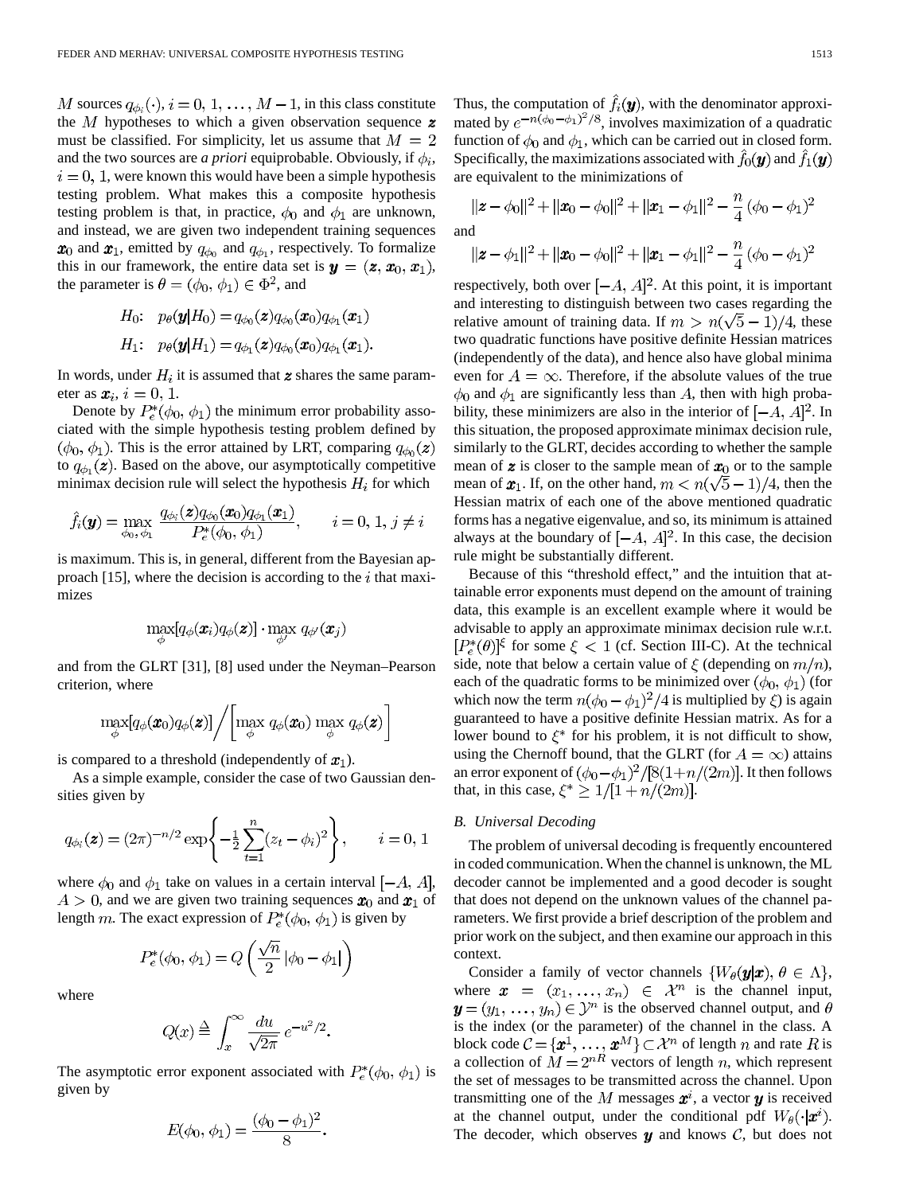$M$ sources $q_{\phi_i}(\cdot)$, $i = 0, 1, \ldots, M-1$, in this class constitute the $M$ hypotheses to which a given observation sequence $\boldsymbol{z}$ must be classified. For simplicity, let us assume that $M = 2$ and the two sources are *a priori* equiprobable. Obviously, if $\phi_i$, $i = 0, 1$, were known this would have been a simple hypothesis testing problem. What makes this a composite hypothesis testing problem is that, in practice, $\phi_0$ and $\phi_1$ are unknown, and instead, we are given two independent training sequences $\boldsymbol{x}_0$ and $\boldsymbol{x}_1$, emitted by $q_{\phi_0}$ and $q_{\phi_1}$, respectively. To formalize this in our framework, the entire data set is $\boldsymbol{y} = (\boldsymbol{z}, \boldsymbol{x}_0, \boldsymbol{x}_1)$, the parameter is $\theta = (\phi_0, \phi_1) \in \Phi^2$, and

$$H_0: \quad p_\theta(\boldsymbol{y}|H_0) = q_{\phi_0}(\boldsymbol{z}) q_{\phi_0}(\boldsymbol{x}_0) q_{\phi_1}(\boldsymbol{x}_1)$$

$$H_1: \quad p_\theta(\boldsymbol{y}|H_1) = q_{\phi_1}(\boldsymbol{z}) q_{\phi_0}(\boldsymbol{x}_0) q_{\phi_1}(\boldsymbol{x}_1).$$

In words, under $H_i$ it is assumed that $\boldsymbol{z}$ shares the same parameter as $\boldsymbol{x}_i$, $i = 0, 1$.

Denote by $P_e^*(\phi_0, \phi_1)$ the minimum error probability associated with the simple hypothesis testing problem defined by $(\phi_0, \phi_1)$. This is the error attained by LRT, comparing $q_{\phi_0}(\boldsymbol{z})$ to $q_{\phi_1}(\boldsymbol{z})$. Based on the above, our asymptotically competitive minimax decision rule will select the hypothesis $H_i$ for which

$$\hat{f}_i(\boldsymbol{y}) = \max_{\phi_0, \phi_1} \frac{q_{\phi_i}(\boldsymbol{z}) q_{\phi_0}(\boldsymbol{x}_0) q_{\phi_1}(\boldsymbol{x}_1)}{P_e^*(\phi_0, \phi_1)}, \qquad i = 0, 1, \, j \neq i$$

is maximum. This is, in general, different from the Bayesian approach [15], where the decision is according to the $i$ that maximizes

$$\max_\phi [q_\phi(\boldsymbol{x}_i) q_\phi(\boldsymbol{z})] \cdot \max_{\phi'} q_{\phi'}(\boldsymbol{x}_j)$$

and from the GLRT [31], [8] used under the Neyman–Pearson criterion, where

$$\max_\phi [q_\phi(\boldsymbol{x}_0) q_\phi(\boldsymbol{z})] \Big/ \left[ \max_\phi q_\phi(\boldsymbol{x}_0) \max_\phi q_\phi(\boldsymbol{z}) \right]$$

is compared to a threshold (independently of $\boldsymbol{x}_1$).

As a simple example, consider the case of two Gaussian densities given by

$$q_{\phi_i}(\boldsymbol{z}) = (2\pi)^{-n/2} \exp\left\{ -\tfrac{1}{2} \sum_{t=1}^{n} (z_t - \phi_i)^2 \right\}, \qquad i = 0, 1$$

where $\phi_0$ and $\phi_1$ take on values in a certain interval $[-A, A]$, $A > 0$, and we are given two training sequences $\boldsymbol{x}_0$ and $\boldsymbol{x}_1$ of length $m$. The exact expression of $P_e^*(\phi_0, \phi_1)$ is given by

$$P_e^*(\phi_0, \phi_1) = Q\left( \frac{\sqrt{n}}{2} |\phi_0 - \phi_1| \right)$$

where

$$Q(x) \triangleq \int_x^\infty \frac{du}{\sqrt{2\pi}} e^{-u^2/2}.$$

The asymptotic error exponent associated with $P_e^*(\phi_0, \phi_1)$ is given by

$$E(\phi_0, \phi_1) = \frac{(\phi_0 - \phi_1)^2}{8}.$$

Thus, the computation of $\hat{f}_i(\boldsymbol{y})$, with the denominator approximated by $e^{-n(\phi_0 - \phi_1)^2/8}$, involves maximization of a quadratic function of $\phi_0$ and $\phi_1$, which can be carried out in closed form. Specifically, the maximizations associated with $\hat{f}_0(\boldsymbol{y})$ and $\hat{f}_1(\boldsymbol{y})$ are equivalent to the minimizations of

$$\|\boldsymbol{z} - \phi_0\|^2 + \|\boldsymbol{x}_0 - \phi_0\|^2 + \|\boldsymbol{x}_1 - \phi_1\|^2 - \frac{n}{4}(\phi_0 - \phi_1)^2$$

and

$$\|\boldsymbol{z} - \phi_1\|^2 + \|\boldsymbol{x}_0 - \phi_0\|^2 + \|\boldsymbol{x}_1 - \phi_1\|^2 - \frac{n}{4}(\phi_0 - \phi_1)^2$$

respectively, both over $[-A, A]^2$. At this point, it is important and interesting to distinguish between two cases regarding the relative amount of training data. If $m > n(\sqrt{5} - 1)/4$, these two quadratic functions have positive definite Hessian matrices (independently of the data), and hence also have global minima even for $A = \infty$. Therefore, if the absolute values of the true $\phi_0$ and $\phi_1$ are significantly less than $A$, then with high probability, these minimizers are also in the interior of $[-A, A]^2$. In this situation, the proposed approximate minimax decision rule, similarly to the GLRT, decides according to whether the sample mean of $\boldsymbol{z}$ is closer to the sample mean of $\boldsymbol{x}_0$ or to the sample mean of $\boldsymbol{x}_1$. If, on the other hand, $m < n(\sqrt{5} - 1)/4$, then the Hessian matrix of each one of the above mentioned quadratic forms has a negative eigenvalue, and so, its minimum is attained always at the boundary of $[-A, A]^2$. In this case, the decision rule might be substantially different.

Because of this "threshold effect," and the intuition that attainable error exponents must depend on the amount of training data, this example is an excellent example where it would be advisable to apply an approximate minimax decision rule w.r.t. $[P_e^*(\theta)]^\xi$ for some $\xi < 1$ (cf. Section III-C). At the technical side, note that below a certain value of $\xi$ (depending on $m/n$), each of the quadratic forms to be minimized over $(\phi_0, \phi_1)$ (for which now the term $n(\phi_0 - \phi_1)^2/4$ is multiplied by $\xi$) is again guaranteed to have a positive definite Hessian matrix. As for a lower bound to $\xi^*$ for his problem, it is not difficult to show, using the Chernoff bound, that the GLRT (for $A = \infty$) attains an error exponent of $(\phi_0 - \phi_1)^2/[8(1 + n/(2m)]$. It then follows that, in this case, $\xi^* \geq 1/[1 + n/(2m)]$.

### B. Universal Decoding

The problem of universal decoding is frequently encountered in coded communication. When the channel is unknown, the ML decoder cannot be implemented and a good decoder is sought that does not depend on the unknown values of the channel parameters. We first provide a brief description of the problem and prior work on the subject, and then examine our approach in this context.

Consider a family of vector channels $\{W_\theta(\boldsymbol{y}|\boldsymbol{x}), \, \theta \in \Lambda\}$, where $\boldsymbol{x} = (x_1, \ldots, x_n) \in \mathcal{X}^n$ is the channel input, $\boldsymbol{y} = (y_1, \ldots, y_n) \in \mathcal{Y}^n$ is the observed channel output, and $\theta$ is the index (or the parameter) of the channel in the class. A block code $\mathcal{C} = \{\boldsymbol{x}^1, \ldots, \boldsymbol{x}^M\} \subset \mathcal{X}^n$ of length $n$ and rate $R$ is a collection of $M = 2^{nR}$ vectors of length $n$, which represent the set of messages to be transmitted across the channel. Upon transmitting one of the $M$ messages $\boldsymbol{x}^i$, a vector $\boldsymbol{y}$ is received at the channel output, under the conditional pdf $W_\theta(\cdot|\boldsymbol{x}^i)$. The decoder, which observes $\boldsymbol{y}$ and knows $\mathcal{C}$, but does not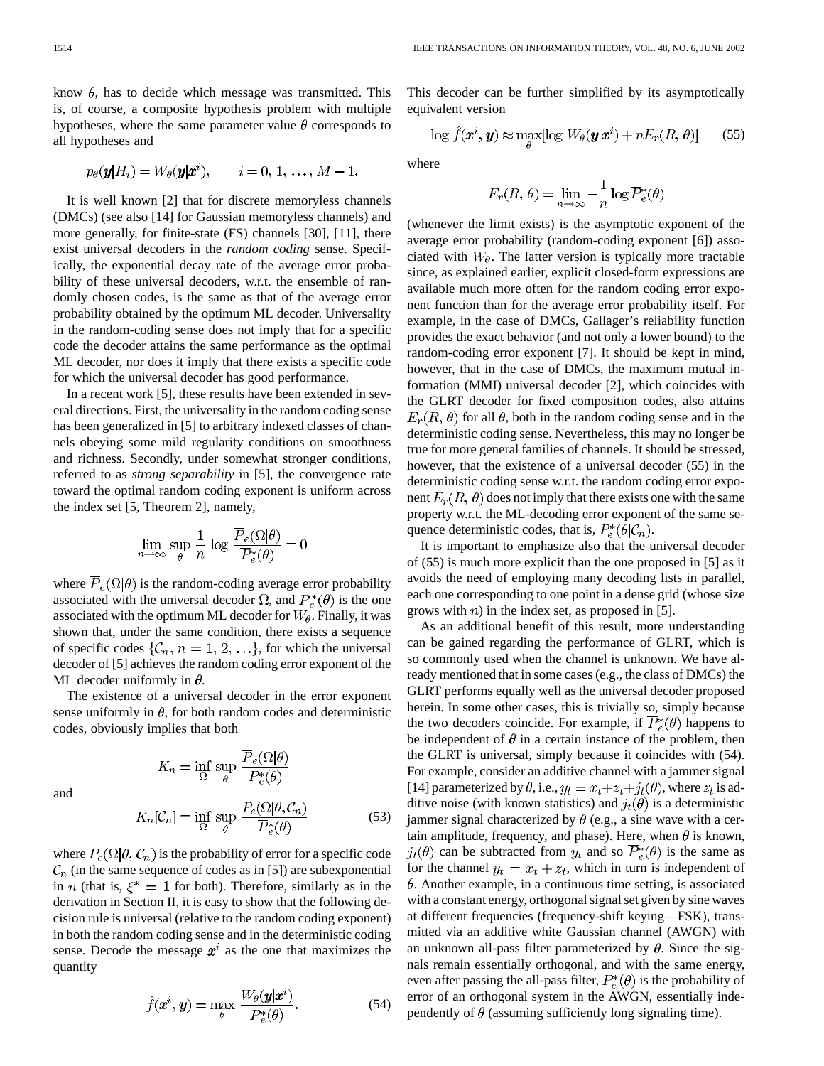know $\theta$, has to decide which message was transmitted. This is, of course, a composite hypothesis problem with multiple hypotheses, where the same parameter value $\theta$ corresponds to all hypotheses and

$$p_\theta(\boldsymbol{y}|H_i) = W_\theta(\boldsymbol{y}|\boldsymbol{x}^i), \qquad i = 0, 1, \ldots, M-1.$$

It is well known [2] that for discrete memoryless channels (DMCs) (see also [14] for Gaussian memoryless channels) and more generally, for finite-state (FS) channels [30], [11], there exist universal decoders in the *random coding* sense. Specifically, the exponential decay rate of the average error probability of these universal decoders, w.r.t. the ensemble of randomly chosen codes, is the same as that of the average error probability obtained by the optimum ML decoder. Universality in the random-coding sense does not imply that for a specific code the decoder attains the same performance as the optimal ML decoder, nor does it imply that there exists a specific code for which the universal decoder has good performance.

In a recent work [5], these results have been extended in several directions. First, the universality in the random coding sense has been generalized in [5] to arbitrary indexed classes of channels obeying some mild regularity conditions on smoothness and richness. Secondly, under somewhat stronger conditions, referred to as *strong separability* in [5], the convergence rate toward the optimal random coding exponent is uniform across the index set [5, Theorem 2], namely,

$$\lim_{n\to\infty} \sup_\theta \frac{1}{n} \log \frac{\overline{P}_e(\Omega|\theta)}{\overline{P}_e^*(\theta)} = 0$$

where $\overline{P}_e(\Omega|\theta)$ is the random-coding average error probability associated with the universal decoder $\Omega$, and $\overline{P}_e^*(\theta)$ is the one associated with the optimum ML decoder for $W_\theta$. Finally, it was shown that, under the same condition, there exists a sequence of specific codes $\{\mathcal{C}_n, n = 1, 2, \ldots\}$, for which the universal decoder of [5] achieves the random coding error exponent of the ML decoder uniformly in $\theta$.

The existence of a universal decoder in the error exponent sense uniformly in $\theta$, for both random codes and deterministic codes, obviously implies that both

$$K_n = \inf_\Omega \sup_\theta \frac{\overline{P}_e(\Omega|\theta)}{\overline{P}_e^*(\theta)}$$

and

$$K_n[\mathcal{C}_n] = \inf_\Omega \sup_\theta \frac{P_e(\Omega|\theta, \mathcal{C}_n)}{\overline{P}_e^*(\theta)} \tag{53}$$

where $P_e(\Omega|\theta, \mathcal{C}_n)$ is the probability of error for a specific code $\mathcal{C}_n$ (in the same sequence of codes as in [5]) are subexponential in $n$ (that is, $\xi^* = 1$ for both). Therefore, similarly as in the derivation in Section II, it is easy to show that the following decision rule is universal (relative to the random coding exponent) in both the random coding sense and in the deterministic coding sense. Decode the message $\boldsymbol{x}^i$ as the one that maximizes the quantity

$$\hat{f}(\boldsymbol{x}^i, \boldsymbol{y}) = \max_\theta \frac{W_\theta(\boldsymbol{y}|\boldsymbol{x}^i)}{\overline{P}_e^*(\theta)}. \tag{54}$$

This decoder can be further simplified by its asymptotically equivalent version

$$\log \hat{f}(\boldsymbol{x}^i, \boldsymbol{y}) \approx \max_\theta [\log W_\theta(\boldsymbol{y}|\boldsymbol{x}^i) + nE_r(R, \theta)] \tag{55}$$

where

$$E_r(R, \theta) = \lim_{n\to\infty} -\frac{1}{n} \log \overline{P}_e^*(\theta)$$

(whenever the limit exists) is the asymptotic exponent of the average error probability (random-coding exponent [6]) associated with $W_\theta$. The latter version is typically more tractable since, as explained earlier, explicit closed-form expressions are available much more often for the random coding error exponent function than for the average error probability itself. For example, in the case of DMCs, Gallager's reliability function provides the exact behavior (and not only a lower bound) to the random-coding error exponent [7]. It should be kept in mind, however, that in the case of DMCs, the maximum mutual information (MMI) universal decoder [2], which coincides with the GLRT decoder for fixed composition codes, also attains $E_r(R, \theta)$ for all $\theta$, both in the random coding sense and in the deterministic coding sense. Nevertheless, this may no longer be true for more general families of channels. It should be stressed, however, that the existence of a universal decoder (55) in the deterministic coding sense w.r.t. the random coding error exponent $E_r(R, \theta)$ does not imply that there exists one with the same property w.r.t. the ML-decoding error exponent of the same sequence deterministic codes, that is, $P_e^*(\theta|\mathcal{C}_n)$.

It is important to emphasize also that the universal decoder of (55) is much more explicit than the one proposed in [5] as it avoids the need of employing many decoding lists in parallel, each one corresponding to one point in a dense grid (whose size grows with $n$) in the index set, as proposed in [5].

As an additional benefit of this result, more understanding can be gained regarding the performance of GLRT, which is so commonly used when the channel is unknown. We have already mentioned that in some cases (e.g., the class of DMCs) the GLRT performs equally well as the universal decoder proposed herein. In some other cases, this is trivially so, simply because the two decoders coincide. For example, if $\overline{P}_e^*(\theta)$ happens to be independent of $\theta$ in a certain instance of the problem, then the GLRT is universal, simply because it coincides with (54). For example, consider an additive channel with a jammer signal [14] parameterized by $\theta$, i.e., $y_t = x_t + z_t + j_t(\theta)$, where $z_t$ is additive noise (with known statistics) and $j_t(\theta)$ is a deterministic jammer signal characterized by $\theta$ (e.g., a sine wave with a certain amplitude, frequency, and phase). Here, when $\theta$ is known, $j_t(\theta)$ can be subtracted from $y_t$ and so $\overline{P}_e^*(\theta)$ is the same as for the channel $y_t = x_t + z_t$, which in turn is independent of $\theta$. Another example, in a continuous time setting, is associated with a constant energy, orthogonal signal set given by sine waves at different frequencies (frequency-shift keying—FSK), transmitted via an additive white Gaussian channel (AWGN) with an unknown all-pass filter parameterized by $\theta$. Since the signals remain essentially orthogonal, and with the same energy, even after passing the all-pass filter, $P_e^*(\theta)$ is the probability of error of an orthogonal system in the AWGN, essentially independently of $\theta$ (assuming sufficiently long signaling time).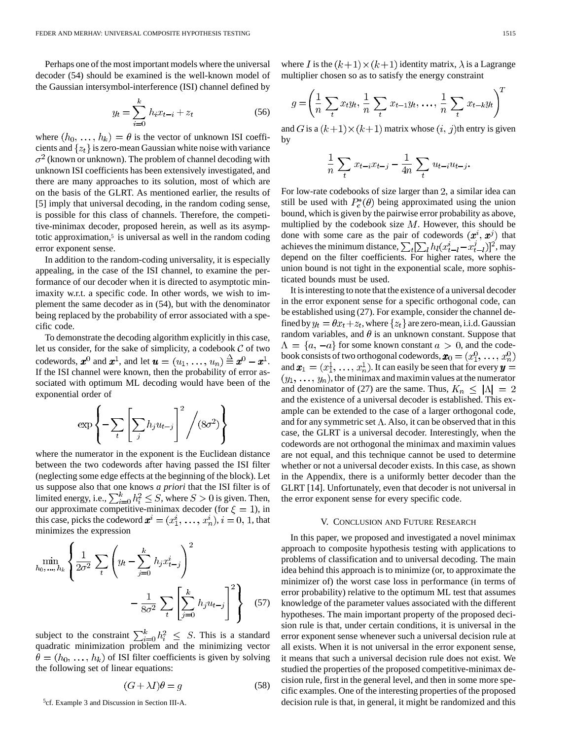Perhaps one of the most important models where the universal decoder (54) should be examined is the well-known model of the Gaussian intersymbol-interference (ISI) channel defined by

$$y_t = \sum_{i=0}^{k} h_i x_{t-i} + z_t \tag{56}$$

where $(h_0, \ldots, h_k) = \theta$ is the vector of unknown ISI coefficients and $\{z_t\}$ is zero-mean Gaussian white noise with variance $\sigma^2$ (known or unknown). The problem of channel decoding with unknown ISI coefficients has been extensively investigated, and there are many approaches to its solution, most of which are on the basis of the GLRT. As mentioned earlier, the results of [5] imply that universal decoding, in the random coding sense, is possible for this class of channels. Therefore, the competitive-minimax decoder, proposed herein, as well as its asymptotic approximation,[5] is universal as well in the random coding error exponent sense.

In addition to the random-coding universality, it is especially appealing, in the case of the ISI channel, to examine the performance of our decoder when it is directed to asymptotic minimaxity w.r.t. a specific code. In other words, we wish to implement the same decoder as in (54), but with the denominator being replaced by the probability of error associated with a specific code.

To demonstrate the decoding algorithm explicitly in this case, let us consider, for the sake of simplicity, a codebook $\mathcal{C}$ of two codewords, $\boldsymbol{x}^0$ and $\boldsymbol{x}^1$, and let $\boldsymbol{u} = (u_1, \ldots, u_n) \stackrel{\Delta}{=} \boldsymbol{x}^0 - \boldsymbol{x}^1$. If the ISI channel were known, then the probability of error associated with optimum ML decoding would have been of the exponential order of

$$\exp\left\{ -\sum_t \left[ \sum_j h_j u_{t-j} \right]^2 \Big/ (8\sigma^2) \right\}$$

where the numerator in the exponent is the Euclidean distance between the two codewords after having passed the ISI filter (neglecting some edge effects at the beginning of the block). Let us suppose also that one knows *a priori* that the ISI filter is of limited energy, i.e., $\sum_{i=0}^{k} h_i^2 \leq S$, where $S > 0$ is given. Then, our approximate competitive-minimax decoder (for $\xi = 1$), in this case, picks the codeword $\boldsymbol{x}^i = (x_1^i, \ldots, x_n^i)$, $i = 0, 1$, that minimizes the expression

$$\min_{h_0, \ldots, h_k} \left\{ \frac{1}{2\sigma^2} \sum_t \left( y_t - \sum_{j=0}^{k} h_j x_{t-j}^i \right)^2 - \frac{1}{8\sigma^2} \sum_t \left[ \sum_{j=0}^{k} h_j u_{t-j} \right]^2 \right\} \tag{57}$$

subject to the constraint $\sum_{i=0}^{k} h_i^2 \leq S$. This is a standard quadratic minimization problem and the minimizing vector $\theta = (h_0, \ldots, h_k)$ of ISI filter coefficients is given by solving the following set of linear equations:

$$(G + \lambda I)\theta = g \tag{58}$$

[5] cf. Example 3 and Discussion in Section III-A.

where $I$ is the $(k+1) \times (k+1)$ identity matrix, $\lambda$ is a Lagrange multiplier chosen so as to satisfy the energy constraint

$$g = \left( \frac{1}{n} \sum_t x_t y_t, \frac{1}{n} \sum_t x_{t-1} y_t, \ldots, \frac{1}{n} \sum_t x_{t-k} y_t \right)^T$$

and $G$ is a $(k+1) \times (k+1)$ matrix whose $(i, j)$th entry is given by

$$\frac{1}{n} \sum_t x_{t-i} x_{t-j} - \frac{1}{4n} \sum_t u_{t-i} u_{t-j}.$$

For low-rate codebooks of size larger than 2, a similar idea can still be used with $P_e^*(\theta)$ being approximated using the union bound, which is given by the pairwise error probability as above, multiplied by the codebook size $M$. However, this should be done with some care as the pair of codewords $(\boldsymbol{x}^i, \boldsymbol{x}^j)$ that achieves the minimum distance, $\sum_t [\sum_l h_l (x_{t-l}^i - x_{t-l}^j)]^2$, may depend on the filter coefficients. For higher rates, where the union bound is not tight in the exponential scale, more sophisticated bounds must be used.

It is interesting to note that the existence of a universal decoder in the error exponent sense for a specific orthogonal code, can be established using (27). For example, consider the channel defined by $y_t = \theta x_t + z_t$, where $\{z_t\}$ are zero-mean, i.i.d. Gaussian random variables, and $\theta$ is an unknown constant. Suppose that $\Lambda = \{a, -a\}$ for some known constant $a > 0$, and the codebook consists of two orthogonal codewords, $\boldsymbol{x}_0 = (x_1^0, \ldots, x_n^0)$ and $\boldsymbol{x}_1 = (x_1^1, \ldots, x_n^1)$. It can easily be seen that for every $\boldsymbol{y} = (y_1, \ldots, y_n)$, the minimax and maximin values at the numerator and denominator of (27) are the same. Thus, $K_n \leq |\Lambda| = 2$ and the existence of a universal decoder is established. This example can be extended to the case of a larger orthogonal code, and for any symmetric set $\Lambda$. Also, it can be observed that in this case, the GLRT is a universal decoder. Interestingly, when the codewords are not orthogonal the minimax and maximin values are not equal, and this technique cannot be used to determine whether or not a universal decoder exists. In this case, as shown in the Appendix, there is a uniformly better decoder than the GLRT [14]. Unfortunately, even that decoder is not universal in the error exponent sense for every specific code.

## V. Conclusion and Future Research

In this paper, we proposed and investigated a novel minimax approach to composite hypothesis testing with applications to problems of classification and to universal decoding. The main idea behind this approach is to minimize (or, to approximate the minimizer of) the worst case loss in performance (in terms of error probability) relative to the optimum ML test that assumes knowledge of the parameter values associated with the different hypotheses. The main important property of the proposed decision rule is that, under certain conditions, it is universal in the error exponent sense whenever such a universal decision rule at all exists. When it is not universal in the error exponent sense, it means that such a universal decision rule does not exist. We studied the properties of the proposed competitive-minimax decision rule, first in the general level, and then in some more specific examples. One of the interesting properties of the proposed decision rule is that, in general, it might be randomized and this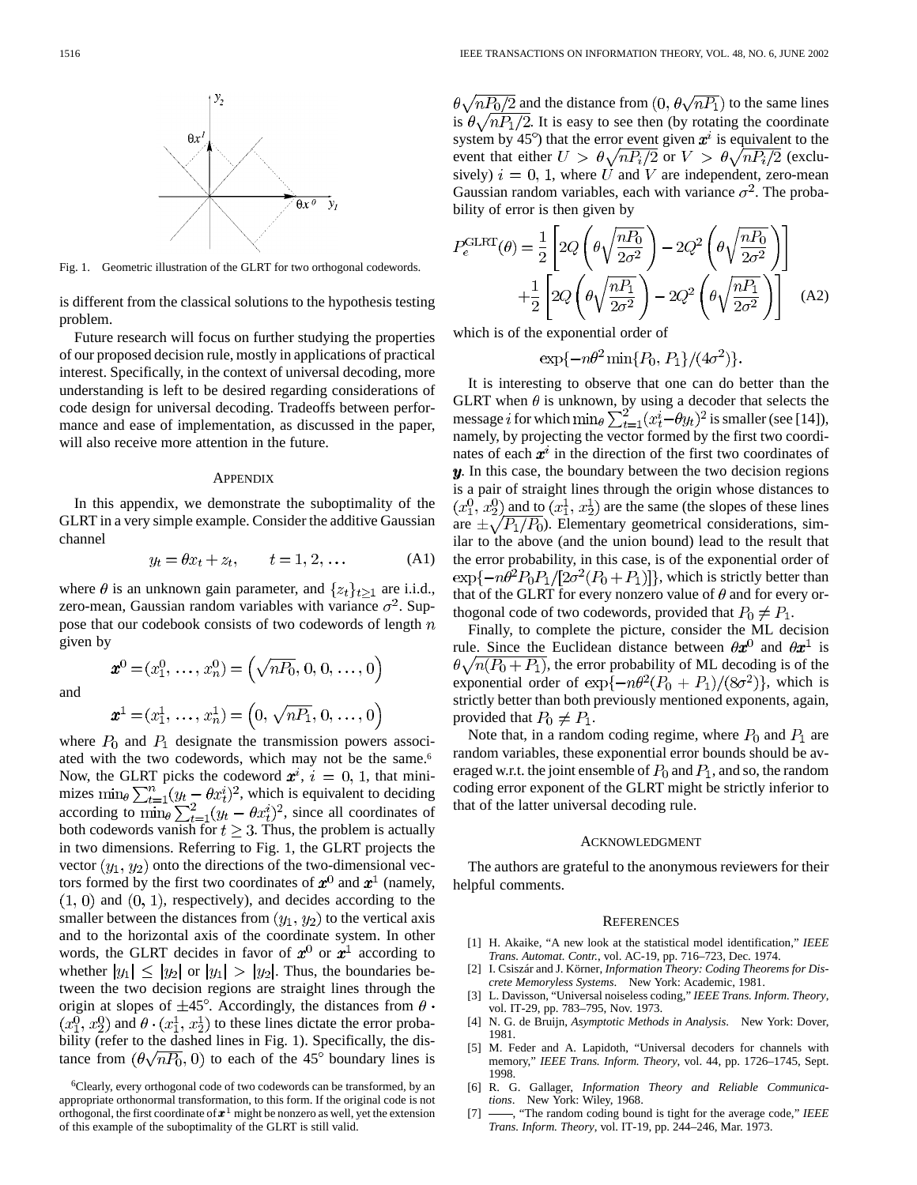Fig. 1. Geometric illustration of the GLRT for two orthogonal codewords.

is different from the classical solutions to the hypothesis testing problem.

Future research will focus on further studying the properties of our proposed decision rule, mostly in applications of practical interest. Specifically, in the context of universal decoding, more understanding is left to be desired regarding considerations of code design for universal decoding. Tradeoffs between performance and ease of implementation, as discussed in the paper, will also receive more attention in the future.

## APPENDIX

In this appendix, we demonstrate the suboptimality of the GLRT in a very simple example. Consider the additive Gaussian channel

$$y_t = \theta x_t + z_t, \qquad t = 1, 2, \ldots \tag{A1}$$

where $\theta$ is an unknown gain parameter, and $\{z_t\}_{t\geq 1}$ are i.i.d., zero-mean, Gaussian random variables with variance $\sigma^2$. Suppose that our codebook consists of two codewords of length $n$ given by

$$\boldsymbol{x}^0 = (x_1^0, \ldots, x_n^0) = \left(\sqrt{nP_0}, 0, 0, \ldots, 0\right)$$

and

$$\boldsymbol{x}^1 = (x_1^1, \ldots, x_n^1) = \left(0, \sqrt{nP_1}, 0, \ldots, 0\right)$$

where $P_0$ and $P_1$ designate the transmission powers associated with the two codewords, which may not be the same.[6] Now, the GLRT picks the codeword $\boldsymbol{x}^i$, $i = 0, 1$, that minimizes $\min_\theta \sum_{t=1}^n (y_t - \theta x_t^i)^2$, which is equivalent to deciding according to $\min_\theta \sum_{t=1}^2 (y_t - \theta x_t^i)^2$, since all coordinates of both codewords vanish for $t \geq 3$. Thus, the problem is actually in two dimensions. Referring to Fig. 1, the GLRT projects the vector $(y_1, y_2)$ onto the directions of the two-dimensional vectors formed by the first two coordinates of $\boldsymbol{x}^0$ and $\boldsymbol{x}^1$ (namely, $(1, 0)$ and $(0, 1)$, respectively), and decides according to the smaller between the distances from $(y_1, y_2)$ to the vertical axis and to the horizontal axis of the coordinate system. In other words, the GLRT decides in favor of $\boldsymbol{x}^0$ or $\boldsymbol{x}^1$ according to whether $|y_1| \leq |y_2|$ or $|y_1| > |y_2|$. Thus, the boundaries between the two decision regions are straight lines through the origin at slopes of $\pm 45°$. Accordingly, the distances from $\theta \cdot (x_1^0, x_2^0)$ and $\theta \cdot (x_1^1, x_2^1)$ to these lines dictate the error probability (refer to the dashed lines in Fig. 1). Specifically, the distance from $(\theta\sqrt{nP_0}, 0)$ to each of the $45°$ boundary lines is $\theta\sqrt{nP_0/2}$ and the distance from $(0, \theta\sqrt{nP_1})$ to the same lines is $\theta\sqrt{nP_1/2}$. It is easy to see then (by rotating the coordinate system by 45°) that the error event given $\boldsymbol{x}^i$ is equivalent to the event that either $U > \theta\sqrt{nP_i/2}$ or $V > \theta\sqrt{nP_i/2}$ (exclusively) $i = 0, 1$, where $U$ and $V$ are independent, zero-mean Gaussian random variables, each with variance $\sigma^2$. The probability of error is then given by

$$P_e^{\text{GLRT}}(\theta) = \frac{1}{2}\left[2Q\left(\theta\sqrt{\frac{nP_0}{2\sigma^2}}\right) - 2Q^2\left(\theta\sqrt{\frac{nP_0}{2\sigma^2}}\right)\right] + \frac{1}{2}\left[2Q\left(\theta\sqrt{\frac{nP_1}{2\sigma^2}}\right) - 2Q^2\left(\theta\sqrt{\frac{nP_1}{2\sigma^2}}\right)\right] \tag{A2}$$

which is of the exponential order of

$$\exp\{-n\theta^2 \min\{P_0, P_1\}/(4\sigma^2)\}.$$

It is interesting to observe that one can do better than the GLRT when $\theta$ is unknown, by using a decoder that selects the message $i$ for which $\min_\theta \sum_{t=1}^2 (x_t^i - \theta y_t)^2$ is smaller (see [14]), namely, by projecting the vector formed by the first two coordinates of each $\boldsymbol{x}^i$ in the direction of the first two coordinates of $\boldsymbol{y}$. In this case, the boundary between the two decision regions is a pair of straight lines through the origin whose distances to $(x_1^0, x_2^0)$ and to $(x_1^1, x_2^1)$ are the same (the slopes of these lines are $\pm\sqrt{P_1/P_0}$). Elementary geometrical considerations, similar to the above (and the union bound) lead to the result that the error probability, in this case, is of the exponential order of $\exp\{-n\theta^2 P_0 P_1/[2\sigma^2(P_0 + P_1)]\}$, which is strictly better than that of the GLRT for every nonzero value of $\theta$ and for every orthogonal code of two codewords, provided that $P_0 \neq P_1$.

Finally, to complete the picture, consider the ML decision rule. Since the Euclidean distance between $\theta\boldsymbol{x}^0$ and $\theta\boldsymbol{x}^1$ is $\theta\sqrt{n(P_0 + P_1)}$, the error probability of ML decoding is of the exponential order of $\exp\{-n\theta^2(P_0 + P_1)/(8\sigma^2)\}$, which is strictly better than both previously mentioned exponents, again, provided that $P_0 \neq P_1$.

Note that, in a random coding regime, where $P_0$ and $P_1$ are random variables, these exponential error bounds should be averaged w.r.t. the joint ensemble of $P_0$ and $P_1$, and so, the random coding error exponent of the GLRT might be strictly inferior to that of the latter universal decoding rule.

## ACKNOWLEDGMENT

The authors are grateful to the anonymous reviewers for their helpful comments.

## REFERENCES

[1] H. Akaike, "A new look at the statistical model identification," *IEEE Trans. Automat. Contr.*, vol. AC-19, pp. 716–723, Dec. 1974.

[2] I. Csiszár and J. Körner, *Information Theory: Coding Theorems for Discrete Memoryless Systems*. New York: Academic, 1981.

[3] L. Davisson, "Universal noiseless coding," *IEEE Trans. Inform. Theory*, vol. IT-29, pp. 783–795, Nov. 1973.

[4] N. G. de Bruijn, *Asymptotic Methods in Analysis*. New York: Dover, 1981.

[5] M. Feder and A. Lapidoth, "Universal decoders for channels with memory," *IEEE Trans. Inform. Theory*, vol. 44, pp. 1726–1745, Sept. 1998.

[6] R. G. Gallager, *Information Theory and Reliable Communications*. New York: Wiley, 1968.

[7] ——, "The random coding bound is tight for the average code," *IEEE Trans. Inform. Theory*, vol. IT-19, pp. 244–246, Mar. 1973.

---

[6] Clearly, every orthogonal code of two codewords can be transformed, by an appropriate orthonormal transformation, to this form. If the original code is not orthogonal, the first coordinate of $\boldsymbol{x}^1$ might be nonzero as well, yet the extension of this example of the suboptimality of the GLRT is still valid.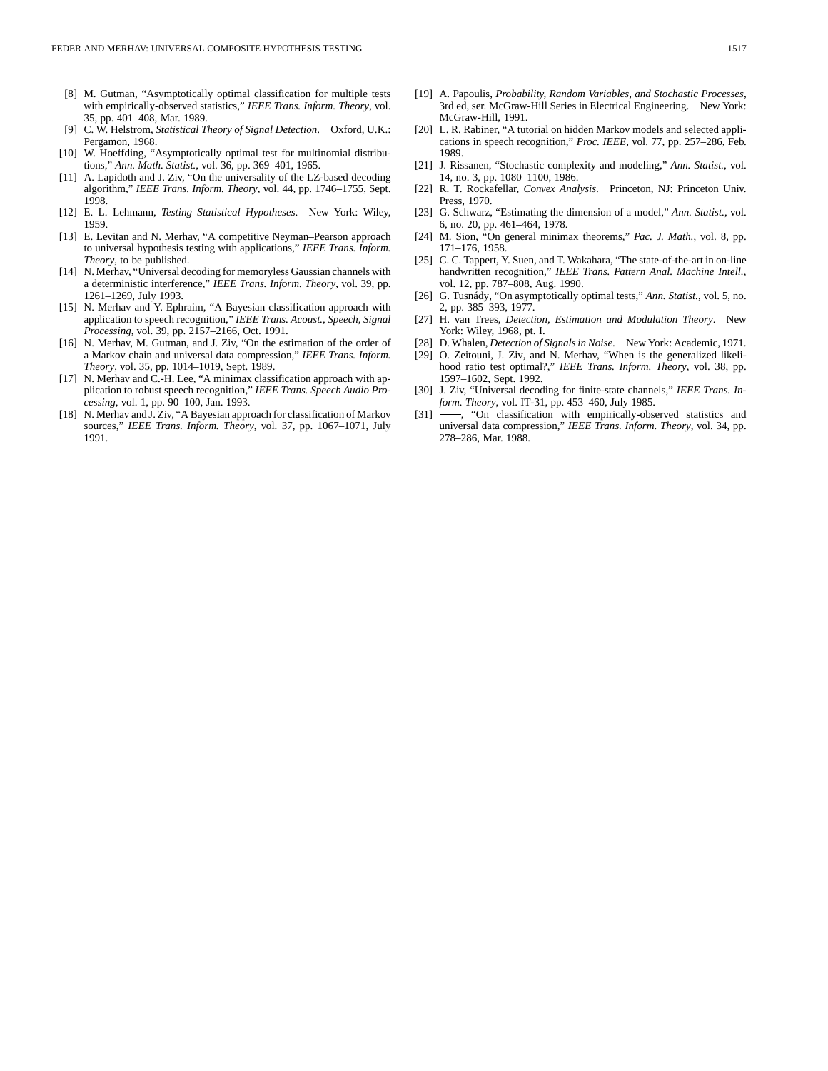[8] M. Gutman, "Asymptotically optimal classification for multiple tests with empirically-observed statistics," *IEEE Trans. Inform. Theory*, vol. 35, pp. 401–408, Mar. 1989.

[9] C. W. Helstrom, *Statistical Theory of Signal Detection*. Oxford, U.K.: Pergamon, 1968.

[10] W. Hoeffding, "Asymptotically optimal test for multinomial distributions," *Ann. Math. Statist.*, vol. 36, pp. 369–401, 1965.

[11] A. Lapidoth and J. Ziv, "On the universality of the LZ-based decoding algorithm," *IEEE Trans. Inform. Theory*, vol. 44, pp. 1746–1755, Sept. 1998.

[12] E. L. Lehmann, *Testing Statistical Hypotheses*. New York: Wiley, 1959.

[13] E. Levitan and N. Merhav, "A competitive Neyman–Pearson approach to universal hypothesis testing with applications," *IEEE Trans. Inform. Theory*, to be published.

[14] N. Merhav, "Universal decoding for memoryless Gaussian channels with a deterministic interference," *IEEE Trans. Inform. Theory*, vol. 39, pp. 1261–1269, July 1993.

[15] N. Merhav and Y. Ephraim, "A Bayesian classification approach with application to speech recognition," *IEEE Trans. Acoust., Speech, Signal Processing*, vol. 39, pp. 2157–2166, Oct. 1991.

[16] N. Merhav, M. Gutman, and J. Ziv, "On the estimation of the order of a Markov chain and universal data compression," *IEEE Trans. Inform. Theory*, vol. 35, pp. 1014–1019, Sept. 1989.

[17] N. Merhav and C.-H. Lee, "A minimax classification approach with application to robust speech recognition," *IEEE Trans. Speech Audio Processing*, vol. 1, pp. 90–100, Jan. 1993.

[18] N. Merhav and J. Ziv, "A Bayesian approach for classification of Markov sources," *IEEE Trans. Inform. Theory*, vol. 37, pp. 1067–1071, July 1991.

[19] A. Papoulis, *Probability, Random Variables, and Stochastic Processes*, 3rd ed, ser. McGraw-Hill Series in Electrical Engineering. New York: McGraw-Hill, 1991.

[20] L. R. Rabiner, "A tutorial on hidden Markov models and selected applications in speech recognition," *Proc. IEEE*, vol. 77, pp. 257–286, Feb. 1989.

[21] J. Rissanen, "Stochastic complexity and modeling," *Ann. Statist.*, vol. 14, no. 3, pp. 1080–1100, 1986.

[22] R. T. Rockafellar, *Convex Analysis*. Princeton, NJ: Princeton Univ. Press, 1970.

[23] G. Schwarz, "Estimating the dimension of a model," *Ann. Statist.*, vol. 6, no. 20, pp. 461–464, 1978.

[24] M. Sion, "On general minimax theorems," *Pac. J. Math.*, vol. 8, pp. 171–176, 1958.

[25] C. C. Tappert, Y. Suen, and T. Wakahara, "The state-of-the-art in on-line handwritten recognition," *IEEE Trans. Pattern Anal. Machine Intell.*, vol. 12, pp. 787–808, Aug. 1990.

[26] G. Tusnády, "On asymptotically optimal tests," *Ann. Statist.*, vol. 5, no. 2, pp. 385–393, 1977.

[27] H. van Trees, *Detection, Estimation and Modulation Theory*. New York: Wiley, 1968, pt. I.

[28] D. Whalen, *Detection of Signals in Noise*. New York: Academic, 1971.

[29] O. Zeitouni, J. Ziv, and N. Merhav, "When is the generalized likelihood ratio test optimal?," *IEEE Trans. Inform. Theory*, vol. 38, pp. 1597–1602, Sept. 1992.

[30] J. Ziv, "Universal decoding for finite-state channels," *IEEE Trans. Inform. Theory*, vol. IT-31, pp. 453–460, July 1985.

[31] ——, "On classification with empirically-observed statistics and universal data compression," *IEEE Trans. Inform. Theory*, vol. 34, pp. 278–286, Mar. 1988.